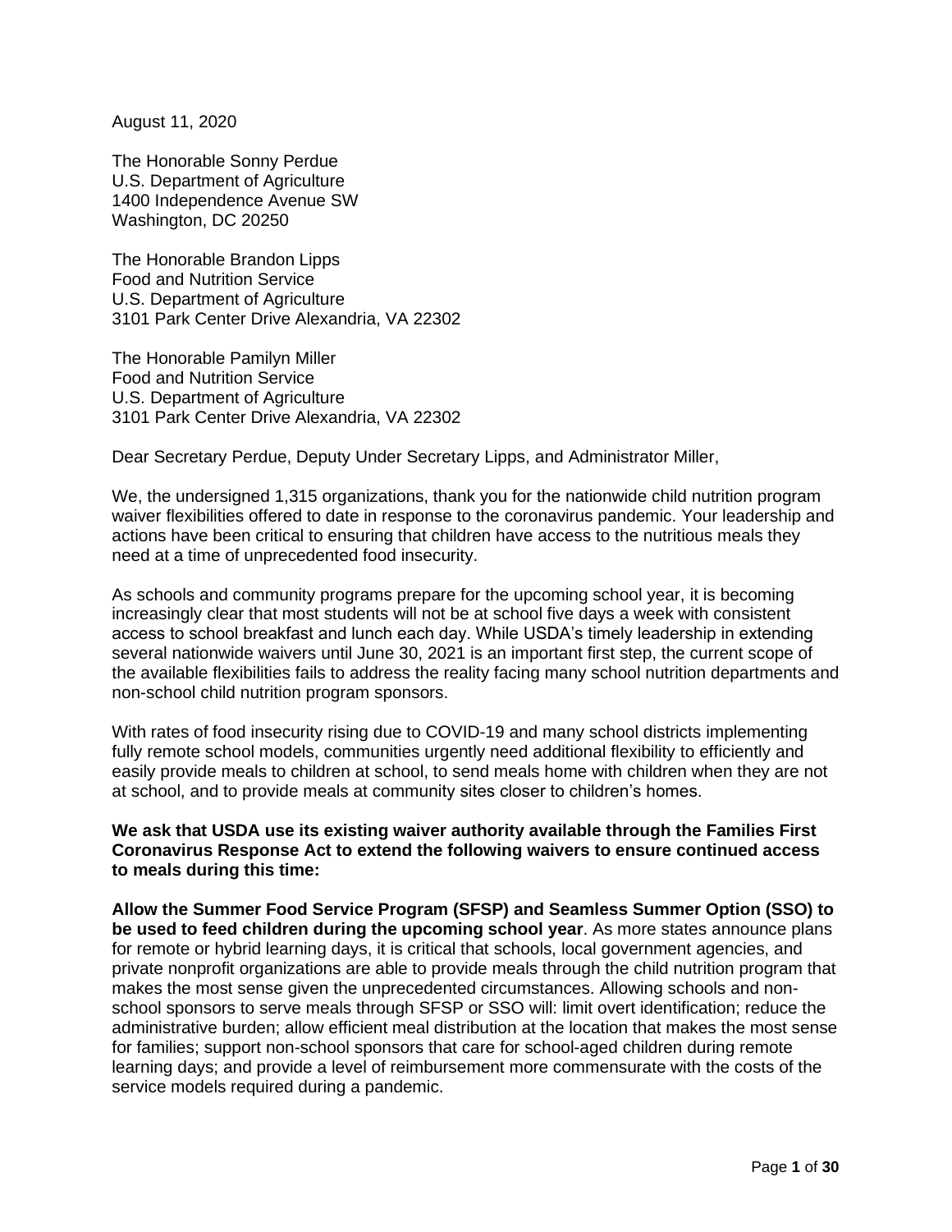August 11, 2020

The Honorable Sonny Perdue
U.S. Department of Agriculture
1400 Independence Avenue SW
Washington, DC 20250

The Honorable Brandon Lipps
Food and Nutrition Service
U.S. Department of Agriculture
3101 Park Center Drive Alexandria, VA 22302

The Honorable Pamilyn Miller
Food and Nutrition Service
U.S. Department of Agriculture
3101 Park Center Drive Alexandria, VA 22302

Dear Secretary Perdue, Deputy Under Secretary Lipps, and Administrator Miller,

We, the undersigned 1,315 organizations, thank you for the nationwide child nutrition program waiver flexibilities offered to date in response to the coronavirus pandemic. Your leadership and actions have been critical to ensuring that children have access to the nutritious meals they need at a time of unprecedented food insecurity.

As schools and community programs prepare for the upcoming school year, it is becoming increasingly clear that most students will not be at school five days a week with consistent access to school breakfast and lunch each day. While USDA's timely leadership in extending several nationwide waivers until June 30, 2021 is an important first step, the current scope of the available flexibilities fails to address the reality facing many school nutrition departments and non-school child nutrition program sponsors.

With rates of food insecurity rising due to COVID-19 and many school districts implementing fully remote school models, communities urgently need additional flexibility to efficiently and easily provide meals to children at school, to send meals home with children when they are not at school, and to provide meals at community sites closer to children's homes.

**We ask that USDA use its existing waiver authority available through the Families First Coronavirus Response Act to extend the following waivers to ensure continued access to meals during this time:**

**Allow the Summer Food Service Program (SFSP) and Seamless Summer Option (SSO) to be used to feed children during the upcoming school year**. As more states announce plans for remote or hybrid learning days, it is critical that schools, local government agencies, and private nonprofit organizations are able to provide meals through the child nutrition program that makes the most sense given the unprecedented circumstances. Allowing schools and non-school sponsors to serve meals through SFSP or SSO will: limit overt identification; reduce the administrative burden; allow efficient meal distribution at the location that makes the most sense for families; support non-school sponsors that care for school-aged children during remote learning days; and provide a level of reimbursement more commensurate with the costs of the service models required during a pandemic.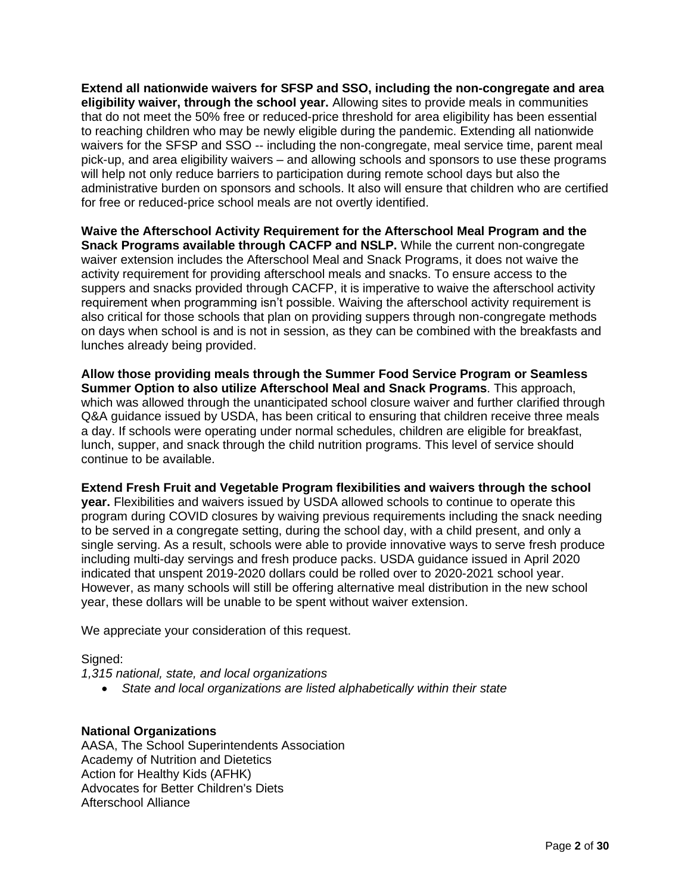**Extend all nationwide waivers for SFSP and SSO, including the non-congregate and area eligibility waiver, through the school year.** Allowing sites to provide meals in communities that do not meet the 50% free or reduced-price threshold for area eligibility has been essential to reaching children who may be newly eligible during the pandemic. Extending all nationwide waivers for the SFSP and SSO -- including the non-congregate, meal service time, parent meal pick-up, and area eligibility waivers – and allowing schools and sponsors to use these programs will help not only reduce barriers to participation during remote school days but also the administrative burden on sponsors and schools. It also will ensure that children who are certified for free or reduced-price school meals are not overtly identified.

**Waive the Afterschool Activity Requirement for the Afterschool Meal Program and the Snack Programs available through CACFP and NSLP.** While the current non-congregate waiver extension includes the Afterschool Meal and Snack Programs, it does not waive the activity requirement for providing afterschool meals and snacks. To ensure access to the suppers and snacks provided through CACFP, it is imperative to waive the afterschool activity requirement when programming isn't possible. Waiving the afterschool activity requirement is also critical for those schools that plan on providing suppers through non-congregate methods on days when school is and is not in session, as they can be combined with the breakfasts and lunches already being provided.

**Allow those providing meals through the Summer Food Service Program or Seamless Summer Option to also utilize Afterschool Meal and Snack Programs**. This approach, which was allowed through the unanticipated school closure waiver and further clarified through Q&A guidance issued by USDA, has been critical to ensuring that children receive three meals a day. If schools were operating under normal schedules, children are eligible for breakfast, lunch, supper, and snack through the child nutrition programs. This level of service should continue to be available.

**Extend Fresh Fruit and Vegetable Program flexibilities and waivers through the school year.** Flexibilities and waivers issued by USDA allowed schools to continue to operate this program during COVID closures by waiving previous requirements including the snack needing to be served in a congregate setting, during the school day, with a child present, and only a single serving. As a result, schools were able to provide innovative ways to serve fresh produce including multi-day servings and fresh produce packs. USDA guidance issued in April 2020 indicated that unspent 2019-2020 dollars could be rolled over to 2020-2021 school year. However, as many schools will still be offering alternative meal distribution in the new school year, these dollars will be unable to be spent without waiver extension.

We appreciate your consideration of this request.

Signed:
*1,315 national, state, and local organizations*

- *State and local organizations are listed alphabetically within their state*

**National Organizations**
AASA, The School Superintendents Association
Academy of Nutrition and Dietetics
Action for Healthy Kids (AFHK)
Advocates for Better Children's Diets
Afterschool Alliance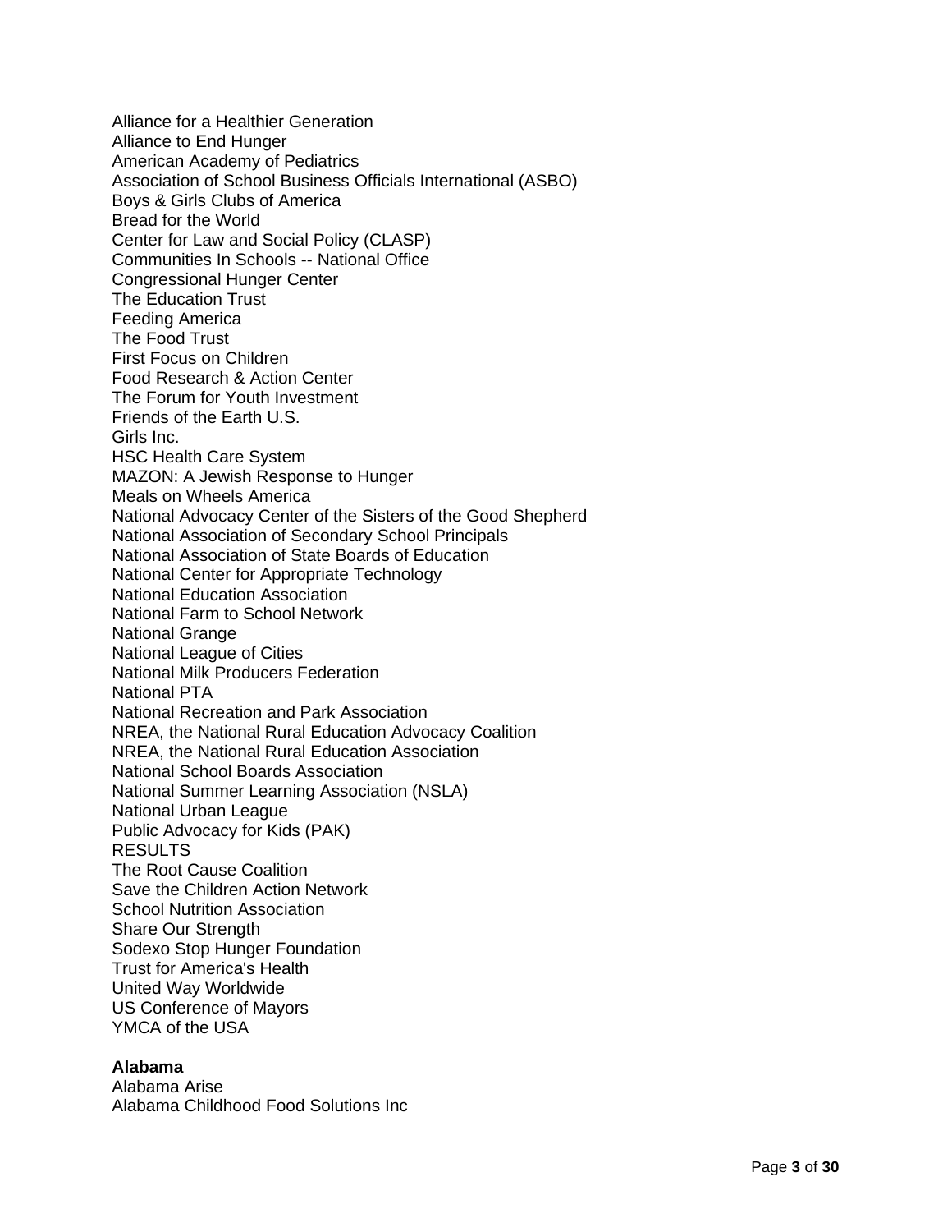Alliance for a Healthier Generation
Alliance to End Hunger
American Academy of Pediatrics
Association of School Business Officials International (ASBO)
Boys & Girls Clubs of America
Bread for the World
Center for Law and Social Policy (CLASP)
Communities In Schools -- National Office
Congressional Hunger Center
The Education Trust
Feeding America
The Food Trust
First Focus on Children
Food Research & Action Center
The Forum for Youth Investment
Friends of the Earth U.S.
Girls Inc.
HSC Health Care System
MAZON: A Jewish Response to Hunger
Meals on Wheels America
National Advocacy Center of the Sisters of the Good Shepherd
National Association of Secondary School Principals
National Association of State Boards of Education
National Center for Appropriate Technology
National Education Association
National Farm to School Network
National Grange
National League of Cities
National Milk Producers Federation
National PTA
National Recreation and Park Association
NREA, the National Rural Education Advocacy Coalition
NREA, the National Rural Education Association
National School Boards Association
National Summer Learning Association (NSLA)
National Urban League
Public Advocacy for Kids (PAK)
RESULTS
The Root Cause Coalition
Save the Children Action Network
School Nutrition Association
Share Our Strength
Sodexo Stop Hunger Foundation
Trust for America's Health
United Way Worldwide
US Conference of Mayors
YMCA of the USA

**Alabama**
Alabama Arise
Alabama Childhood Food Solutions Inc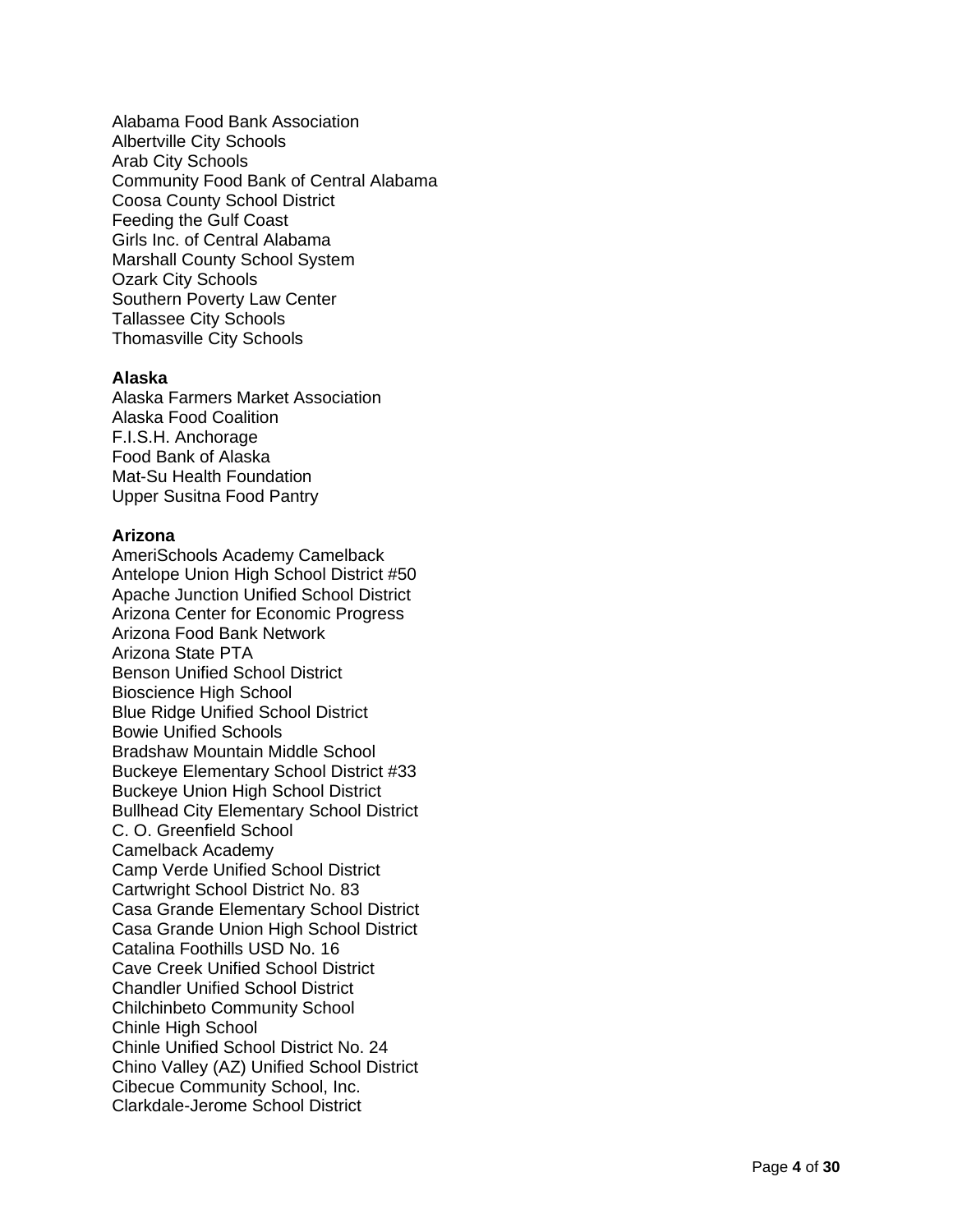Alabama Food Bank Association
Albertville City Schools
Arab City Schools
Community Food Bank of Central Alabama
Coosa County School District
Feeding the Gulf Coast
Girls Inc. of Central Alabama
Marshall County School System
Ozark City Schools
Southern Poverty Law Center
Tallassee City Schools
Thomasville City Schools

**Alaska**
Alaska Farmers Market Association
Alaska Food Coalition
F.I.S.H. Anchorage
Food Bank of Alaska
Mat-Su Health Foundation
Upper Susitna Food Pantry

**Arizona**
AmeriSchools Academy Camelback
Antelope Union High School District #50
Apache Junction Unified School District
Arizona Center for Economic Progress
Arizona Food Bank Network
Arizona State PTA
Benson Unified School District
Bioscience High School
Blue Ridge Unified School District
Bowie Unified Schools
Bradshaw Mountain Middle School
Buckeye Elementary School District #33
Buckeye Union High School District
Bullhead City Elementary School District
C. O. Greenfield School
Camelback Academy
Camp Verde Unified School District
Cartwright School District No. 83
Casa Grande Elementary School District
Casa Grande Union High School District
Catalina Foothills USD No. 16
Cave Creek Unified School District
Chandler Unified School District
Chilchinbeto Community School
Chinle High School
Chinle Unified School District No. 24
Chino Valley (AZ) Unified School District
Cibecue Community School, Inc.
Clarkdale-Jerome School District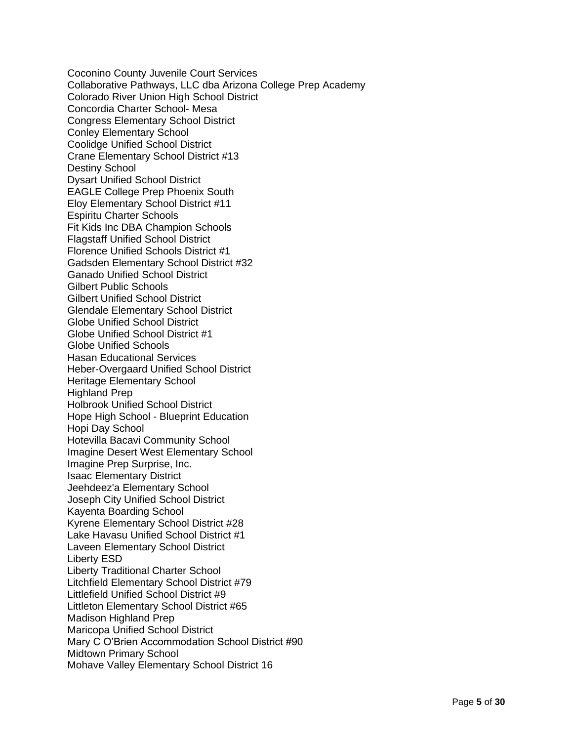Coconino County Juvenile Court Services
Collaborative Pathways, LLC dba Arizona College Prep Academy
Colorado River Union High School District
Concordia Charter School- Mesa
Congress Elementary School District
Conley Elementary School
Coolidge Unified School District
Crane Elementary School District #13
Destiny School
Dysart Unified School District
EAGLE College Prep Phoenix South
Eloy Elementary School District #11
Espiritu Charter Schools
Fit Kids Inc DBA Champion Schools
Flagstaff Unified School District
Florence Unified Schools District #1
Gadsden Elementary School District #32
Ganado Unified School District
Gilbert Public Schools
Gilbert Unified School District
Glendale Elementary School District
Globe Unified School District
Globe Unified School District #1
Globe Unified Schools
Hasan Educational Services
Heber-Overgaard Unified School District
Heritage Elementary School
Highland Prep
Holbrook Unified School District
Hope High School - Blueprint Education
Hopi Day School
Hotevilla Bacavi Community School
Imagine Desert West Elementary School
Imagine Prep Surprise, Inc.
Isaac Elementary District
Jeehdeez'a Elementary School
Joseph City Unified School District
Kayenta Boarding School
Kyrene Elementary School District #28
Lake Havasu Unified School District #1
Laveen Elementary School District
Liberty ESD
Liberty Traditional Charter School
Litchfield Elementary School District #79
Littlefield Unified School District #9
Littleton Elementary School District #65
Madison Highland Prep
Maricopa Unified School District
Mary C O'Brien Accommodation School District #90
Midtown Primary School
Mohave Valley Elementary School District 16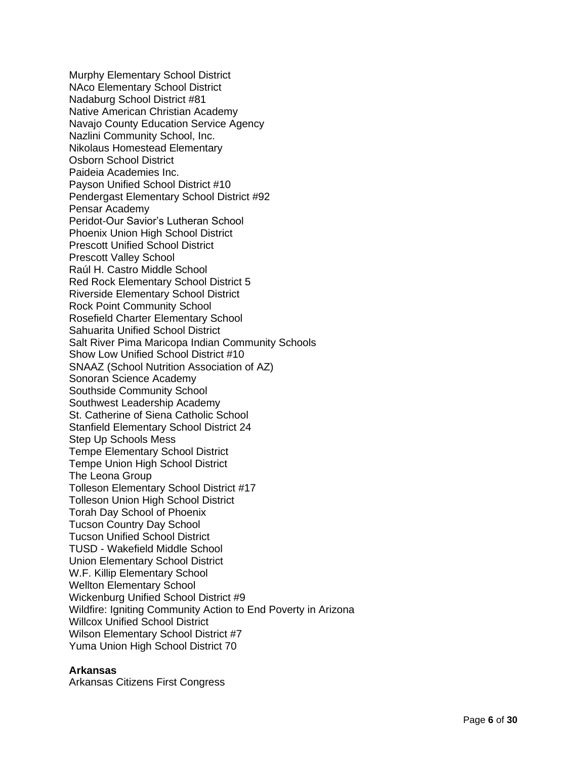Murphy Elementary School District
NAco Elementary School District
Nadaburg School District #81
Native American Christian Academy
Navajo County Education Service Agency
Nazlini Community School, Inc.
Nikolaus Homestead Elementary
Osborn School District
Paideia Academies Inc.
Payson Unified School District #10
Pendergast Elementary School District #92
Pensar Academy
Peridot-Our Savior's Lutheran School
Phoenix Union High School District
Prescott Unified School District
Prescott Valley School
Raúl H. Castro Middle School
Red Rock Elementary School District 5
Riverside Elementary School District
Rock Point Community School
Rosefield Charter Elementary School
Sahuarita Unified School District
Salt River Pima Maricopa Indian Community Schools
Show Low Unified School District #10
SNAAZ (School Nutrition Association of AZ)
Sonoran Science Academy
Southside Community School
Southwest Leadership Academy
St. Catherine of Siena Catholic School
Stanfield Elementary School District 24
Step Up Schools Mess
Tempe Elementary School District
Tempe Union High School District
The Leona Group
Tolleson Elementary School District #17
Tolleson Union High School District
Torah Day School of Phoenix
Tucson Country Day School
Tucson Unified School District
TUSD - Wakefield Middle School
Union Elementary School District
W.F. Killip Elementary School
Wellton Elementary School
Wickenburg Unified School District #9
Wildfire: Igniting Community Action to End Poverty in Arizona
Willcox Unified School District
Wilson Elementary School District #7
Yuma Union High School District 70

**Arkansas**

Arkansas Citizens First Congress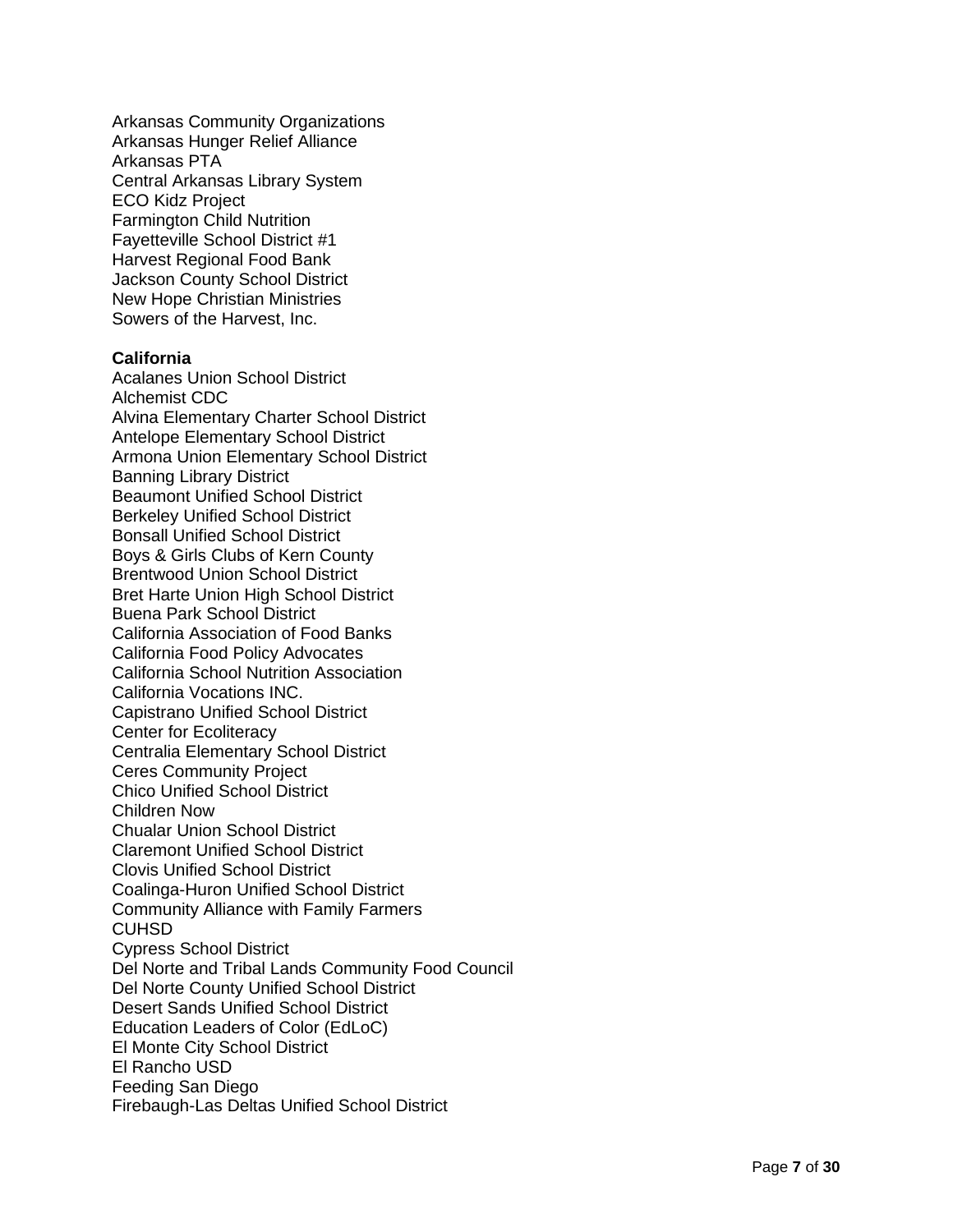Arkansas Community Organizations
Arkansas Hunger Relief Alliance
Arkansas PTA
Central Arkansas Library System
ECO Kidz Project
Farmington Child Nutrition
Fayetteville School District #1
Harvest Regional Food Bank
Jackson County School District
New Hope Christian Ministries
Sowers of the Harvest, Inc.

**California**
Acalanes Union School District
Alchemist CDC
Alvina Elementary Charter School District
Antelope Elementary School District
Armona Union Elementary School District
Banning Library District
Beaumont Unified School District
Berkeley Unified School District
Bonsall Unified School District
Boys & Girls Clubs of Kern County
Brentwood Union School District
Bret Harte Union High School District
Buena Park School District
California Association of Food Banks
California Food Policy Advocates
California School Nutrition Association
California Vocations INC.
Capistrano Unified School District
Center for Ecoliteracy
Centralia Elementary School District
Ceres Community Project
Chico Unified School District
Children Now
Chualar Union School District
Claremont Unified School District
Clovis Unified School District
Coalinga-Huron Unified School District
Community Alliance with Family Farmers
CUHSD
Cypress School District
Del Norte and Tribal Lands Community Food Council
Del Norte County Unified School District
Desert Sands Unified School District
Education Leaders of Color (EdLoC)
El Monte City School District
El Rancho USD
Feeding San Diego
Firebaugh-Las Deltas Unified School District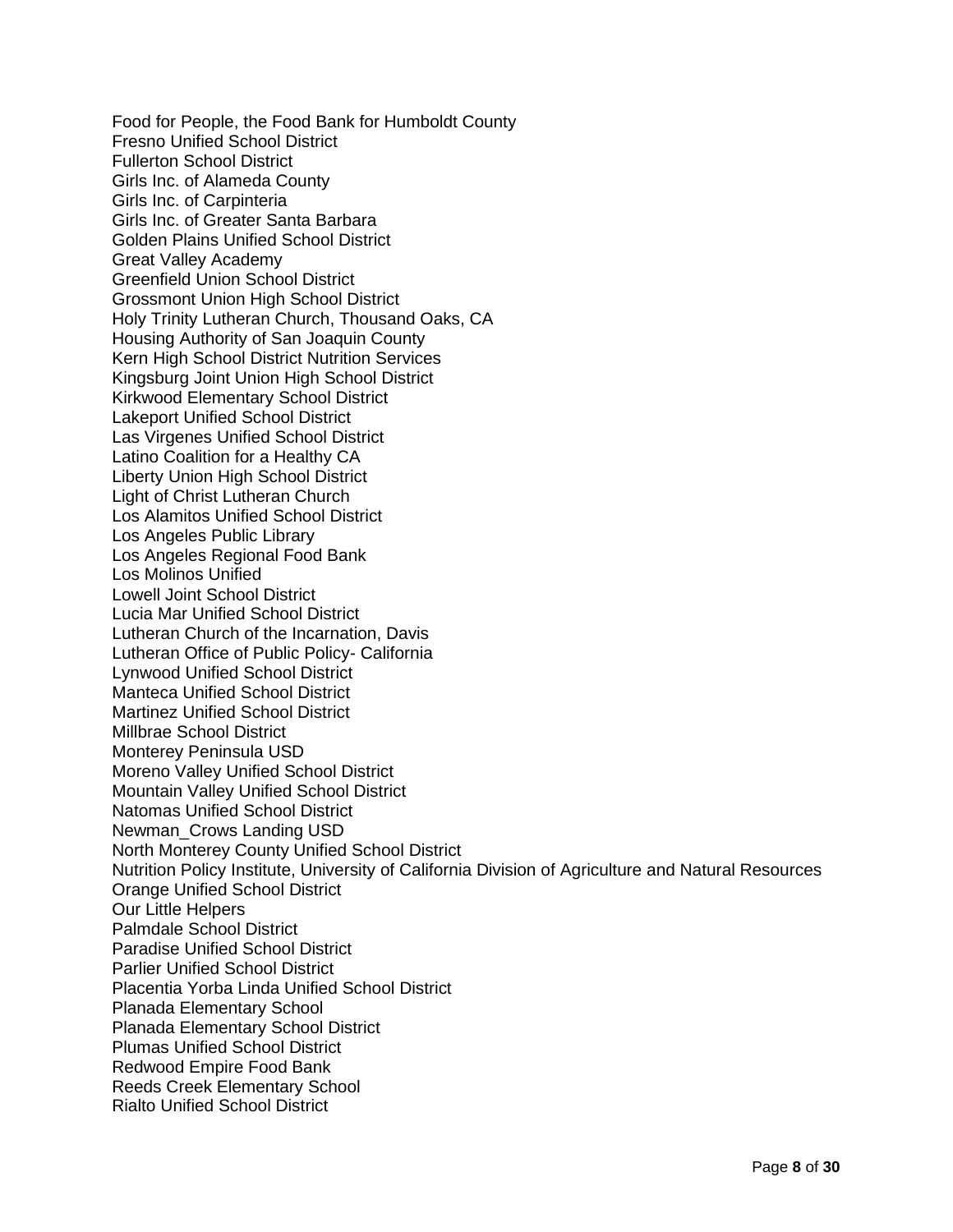Food for People, the Food Bank for Humboldt County
Fresno Unified School District
Fullerton School District
Girls Inc. of Alameda County
Girls Inc. of Carpinteria
Girls Inc. of Greater Santa Barbara
Golden Plains Unified School District
Great Valley Academy
Greenfield Union School District
Grossmont Union High School District
Holy Trinity Lutheran Church, Thousand Oaks, CA
Housing Authority of San Joaquin County
Kern High School District Nutrition Services
Kingsburg Joint Union High School District
Kirkwood Elementary School District
Lakeport Unified School District
Las Virgenes Unified School District
Latino Coalition for a Healthy CA
Liberty Union High School District
Light of Christ Lutheran Church
Los Alamitos Unified School District
Los Angeles Public Library
Los Angeles Regional Food Bank
Los Molinos Unified
Lowell Joint School District
Lucia Mar Unified School District
Lutheran Church of the Incarnation, Davis
Lutheran Office of Public Policy- California
Lynwood Unified School District
Manteca Unified School District
Martinez Unified School District
Millbrae School District
Monterey Peninsula USD
Moreno Valley Unified School District
Mountain Valley Unified School District
Natomas Unified School District
Newman_Crows Landing USD
North Monterey County Unified School District
Nutrition Policy Institute, University of California Division of Agriculture and Natural Resources
Orange Unified School District
Our Little Helpers
Palmdale School District
Paradise Unified School District
Parlier Unified School District
Placentia Yorba Linda Unified School District
Planada Elementary School
Planada Elementary School District
Plumas Unified School District
Redwood Empire Food Bank
Reeds Creek Elementary School
Rialto Unified School District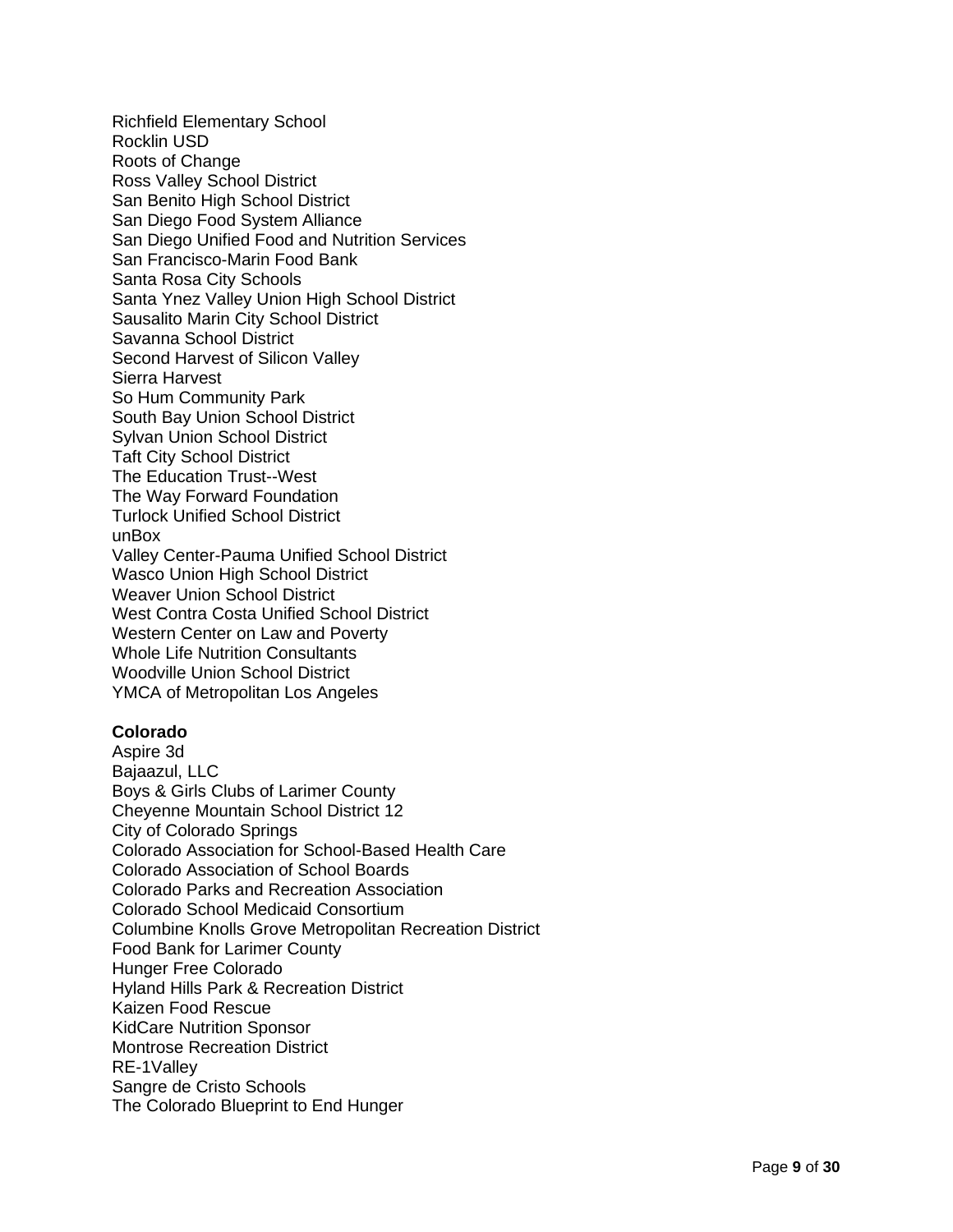Richfield Elementary School
Rocklin USD
Roots of Change
Ross Valley School District
San Benito High School District
San Diego Food System Alliance
San Diego Unified Food and Nutrition Services
San Francisco-Marin Food Bank
Santa Rosa City Schools
Santa Ynez Valley Union High School District
Sausalito Marin City School District
Savanna School District
Second Harvest of Silicon Valley
Sierra Harvest
So Hum Community Park
South Bay Union School District
Sylvan Union School District
Taft City School District
The Education Trust--West
The Way Forward Foundation
Turlock Unified School District
unBox
Valley Center-Pauma Unified School District
Wasco Union High School District
Weaver Union School District
West Contra Costa Unified School District
Western Center on Law and Poverty
Whole Life Nutrition Consultants
Woodville Union School District
YMCA of Metropolitan Los Angeles

**Colorado**
Aspire 3d
Bajaazul, LLC
Boys & Girls Clubs of Larimer County
Cheyenne Mountain School District 12
City of Colorado Springs
Colorado Association for School-Based Health Care
Colorado Association of School Boards
Colorado Parks and Recreation Association
Colorado School Medicaid Consortium
Columbine Knolls Grove Metropolitan Recreation District
Food Bank for Larimer County
Hunger Free Colorado
Hyland Hills Park & Recreation District
Kaizen Food Rescue
KidCare Nutrition Sponsor
Montrose Recreation District
RE-1Valley
Sangre de Cristo Schools
The Colorado Blueprint to End Hunger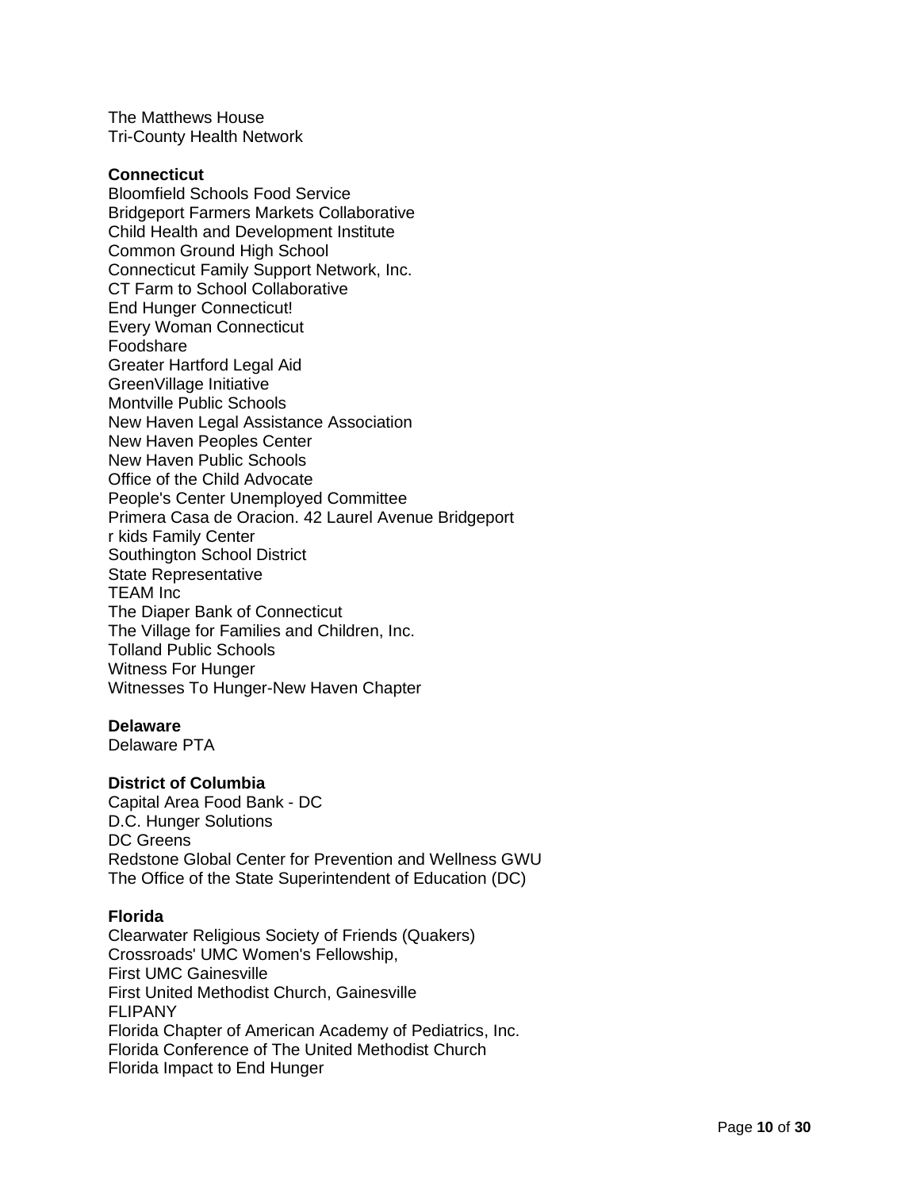The Matthews House
Tri-County Health Network

**Connecticut**
Bloomfield Schools Food Service
Bridgeport Farmers Markets Collaborative
Child Health and Development Institute
Common Ground High School
Connecticut Family Support Network, Inc.
CT Farm to School Collaborative
End Hunger Connecticut!
Every Woman Connecticut
Foodshare
Greater Hartford Legal Aid
GreenVillage Initiative
Montville Public Schools
New Haven Legal Assistance Association
New Haven Peoples Center
New Haven Public Schools
Office of the Child Advocate
People's Center Unemployed Committee
Primera Casa de Oracion. 42 Laurel Avenue Bridgeport
r kids Family Center
Southington School District
State Representative
TEAM Inc
The Diaper Bank of Connecticut
The Village for Families and Children, Inc.
Tolland Public Schools
Witness For Hunger
Witnesses To Hunger-New Haven Chapter

**Delaware**
Delaware PTA

**District of Columbia**
Capital Area Food Bank - DC
D.C. Hunger Solutions
DC Greens
Redstone Global Center for Prevention and Wellness GWU
The Office of the State Superintendent of Education (DC)

**Florida**
Clearwater Religious Society of Friends (Quakers)
Crossroads' UMC Women's Fellowship,
First UMC Gainesville
First United Methodist Church, Gainesville
FLIPANY
Florida Chapter of American Academy of Pediatrics, Inc.
Florida Conference of The United Methodist Church
Florida Impact to End Hunger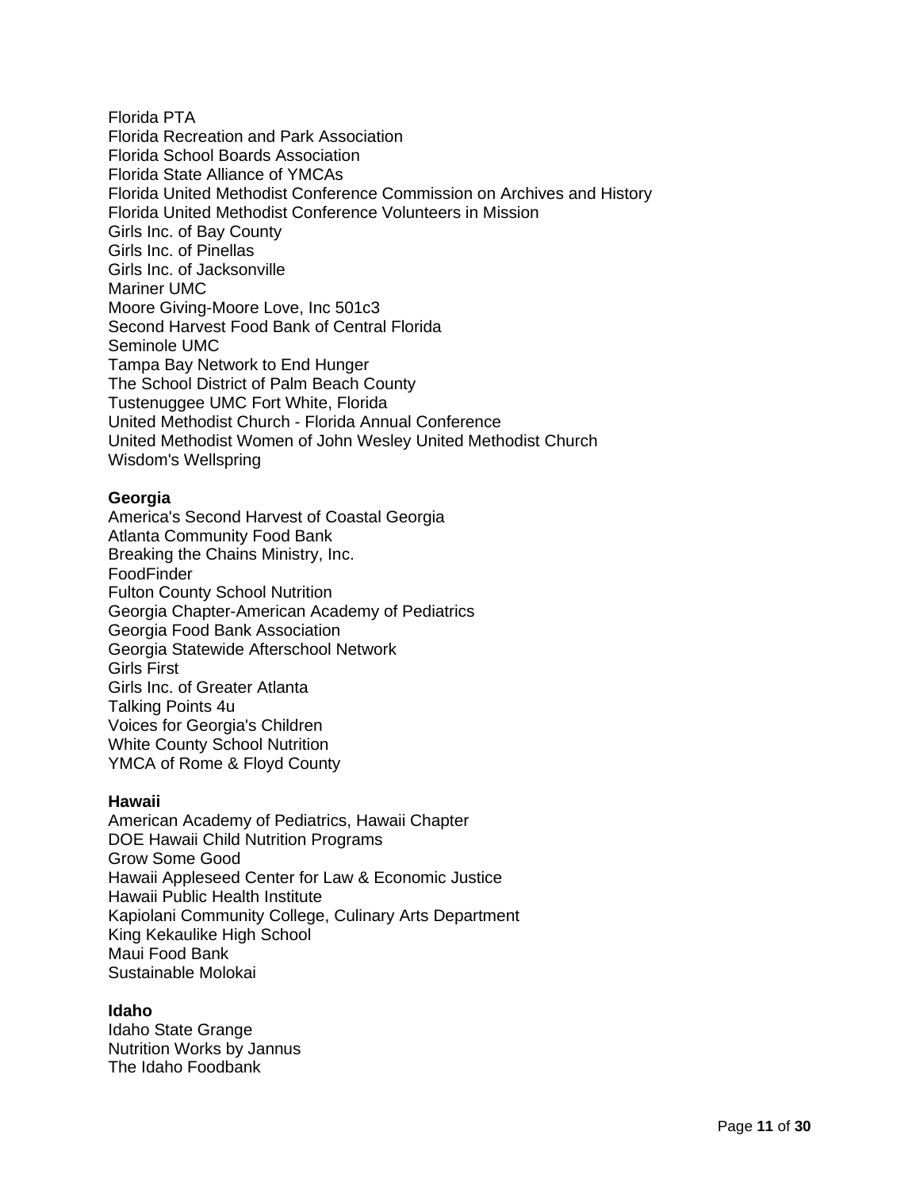Florida PTA
Florida Recreation and Park Association
Florida School Boards Association
Florida State Alliance of YMCAs
Florida United Methodist Conference Commission on Archives and History
Florida United Methodist Conference Volunteers in Mission
Girls Inc. of Bay County
Girls Inc. of Pinellas
Girls Inc. of Jacksonville
Mariner UMC
Moore Giving-Moore Love, Inc 501c3
Second Harvest Food Bank of Central Florida
Seminole UMC
Tampa Bay Network to End Hunger
The School District of Palm Beach County
Tustenuggee UMC Fort White, Florida
United Methodist Church - Florida Annual Conference
United Methodist Women of John Wesley United Methodist Church
Wisdom's Wellspring

**Georgia**
America's Second Harvest of Coastal Georgia
Atlanta Community Food Bank
Breaking the Chains Ministry, Inc.
FoodFinder
Fulton County School Nutrition
Georgia Chapter-American Academy of Pediatrics
Georgia Food Bank Association
Georgia Statewide Afterschool Network
Girls First
Girls Inc. of Greater Atlanta
Talking Points 4u
Voices for Georgia's Children
White County School Nutrition
YMCA of Rome & Floyd County

**Hawaii**
American Academy of Pediatrics, Hawaii Chapter
DOE Hawaii Child Nutrition Programs
Grow Some Good
Hawaii Appleseed Center for Law & Economic Justice
Hawaii Public Health Institute
Kapiolani Community College, Culinary Arts Department
King Kekaulike High School
Maui Food Bank
Sustainable Molokai

**Idaho**
Idaho State Grange
Nutrition Works by Jannus
The Idaho Foodbank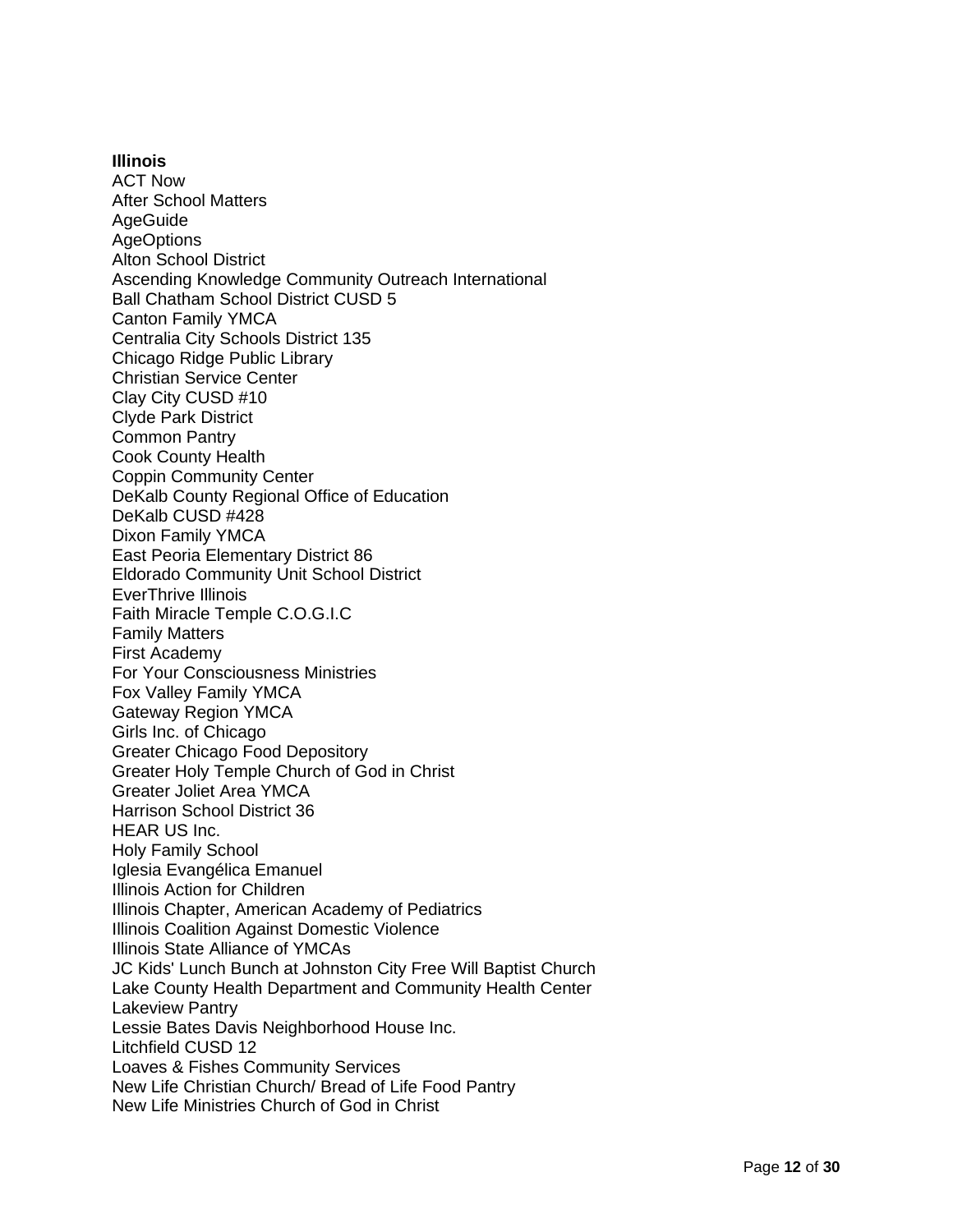**Illinois**

ACT Now
After School Matters
AgeGuide
AgeOptions
Alton School District
Ascending Knowledge Community Outreach International
Ball Chatham School District CUSD 5
Canton Family YMCA
Centralia City Schools District 135
Chicago Ridge Public Library
Christian Service Center
Clay City CUSD #10
Clyde Park District
Common Pantry
Cook County Health
Coppin Community Center
DeKalb County Regional Office of Education
DeKalb CUSD #428
Dixon Family YMCA
East Peoria Elementary District 86
Eldorado Community Unit School District
EverThrive Illinois
Faith Miracle Temple C.O.G.I.C
Family Matters
First Academy
For Your Consciousness Ministries
Fox Valley Family YMCA
Gateway Region YMCA
Girls Inc. of Chicago
Greater Chicago Food Depository
Greater Holy Temple Church of God in Christ
Greater Joliet Area YMCA
Harrison School District 36
HEAR US Inc.
Holy Family School
Iglesia Evangélica Emanuel
Illinois Action for Children
Illinois Chapter, American Academy of Pediatrics
Illinois Coalition Against Domestic Violence
Illinois State Alliance of YMCAs
JC Kids' Lunch Bunch at Johnston City Free Will Baptist Church
Lake County Health Department and Community Health Center
Lakeview Pantry
Lessie Bates Davis Neighborhood House Inc.
Litchfield CUSD 12
Loaves & Fishes Community Services
New Life Christian Church/ Bread of Life Food Pantry
New Life Ministries Church of God in Christ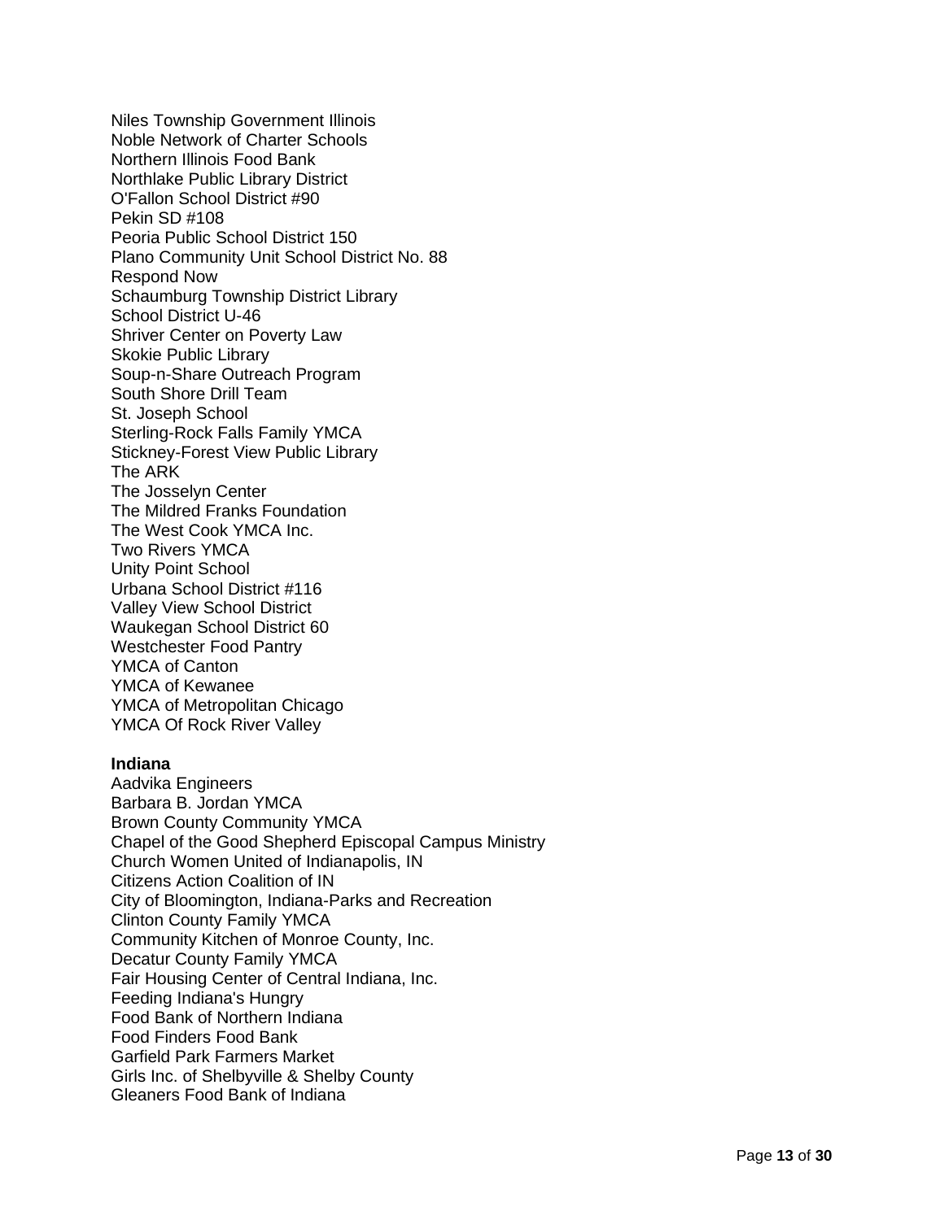Niles Township Government Illinois
Noble Network of Charter Schools
Northern Illinois Food Bank
Northlake Public Library District
O'Fallon School District #90
Pekin SD #108
Peoria Public School District 150
Plano Community Unit School District No. 88
Respond Now
Schaumburg Township District Library
School District U-46
Shriver Center on Poverty Law
Skokie Public Library
Soup-n-Share Outreach Program
South Shore Drill Team
St. Joseph School
Sterling-Rock Falls Family YMCA
Stickney-Forest View Public Library
The ARK
The Josselyn Center
The Mildred Franks Foundation
The West Cook YMCA Inc.
Two Rivers YMCA
Unity Point School
Urbana School District #116
Valley View School District
Waukegan School District 60
Westchester Food Pantry
YMCA of Canton
YMCA of Kewanee
YMCA of Metropolitan Chicago
YMCA Of Rock River Valley

**Indiana**
Aadvika Engineers
Barbara B. Jordan YMCA
Brown County Community YMCA
Chapel of the Good Shepherd Episcopal Campus Ministry
Church Women United of Indianapolis, IN
Citizens Action Coalition of IN
City of Bloomington, Indiana-Parks and Recreation
Clinton County Family YMCA
Community Kitchen of Monroe County, Inc.
Decatur County Family YMCA
Fair Housing Center of Central Indiana, Inc.
Feeding Indiana's Hungry
Food Bank of Northern Indiana
Food Finders Food Bank
Garfield Park Farmers Market
Girls Inc. of Shelbyville & Shelby County
Gleaners Food Bank of Indiana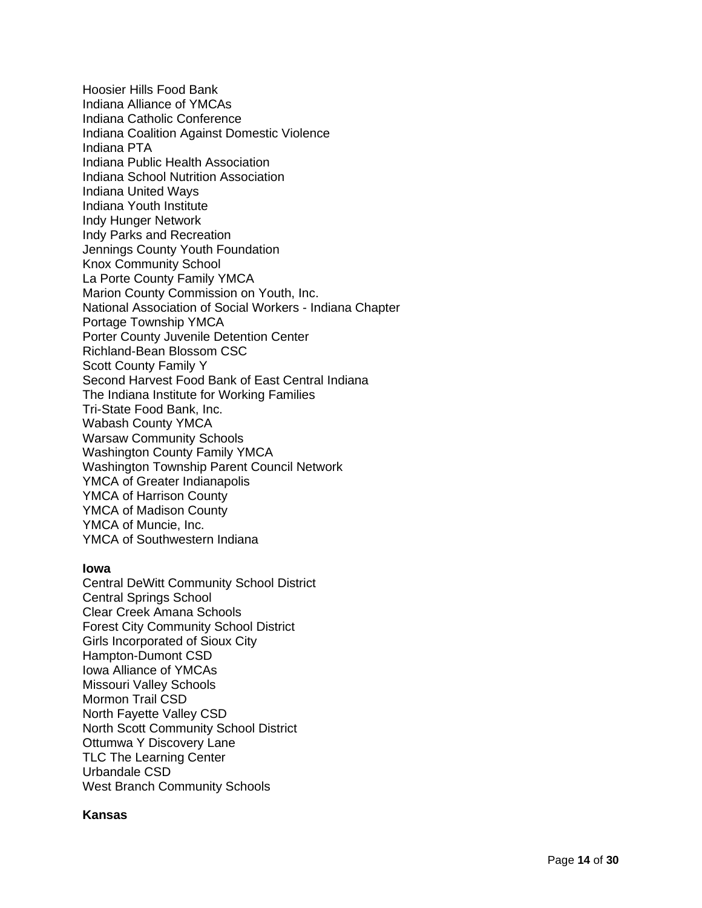Hoosier Hills Food Bank
Indiana Alliance of YMCAs
Indiana Catholic Conference
Indiana Coalition Against Domestic Violence
Indiana PTA
Indiana Public Health Association
Indiana School Nutrition Association
Indiana United Ways
Indiana Youth Institute
Indy Hunger Network
Indy Parks and Recreation
Jennings County Youth Foundation
Knox Community School
La Porte County Family YMCA
Marion County Commission on Youth, Inc.
National Association of Social Workers - Indiana Chapter
Portage Township YMCA
Porter County Juvenile Detention Center
Richland-Bean Blossom CSC
Scott County Family Y
Second Harvest Food Bank of East Central Indiana
The Indiana Institute for Working Families
Tri-State Food Bank, Inc.
Wabash County YMCA
Warsaw Community Schools
Washington County Family YMCA
Washington Township Parent Council Network
YMCA of Greater Indianapolis
YMCA of Harrison County
YMCA of Madison County
YMCA of Muncie, Inc.
YMCA of Southwestern Indiana

**Iowa**

Central DeWitt Community School District
Central Springs School
Clear Creek Amana Schools
Forest City Community School District
Girls Incorporated of Sioux City
Hampton-Dumont CSD
Iowa Alliance of YMCAs
Missouri Valley Schools
Mormon Trail CSD
North Fayette Valley CSD
North Scott Community School District
Ottumwa Y Discovery Lane
TLC The Learning Center
Urbandale CSD
West Branch Community Schools

**Kansas**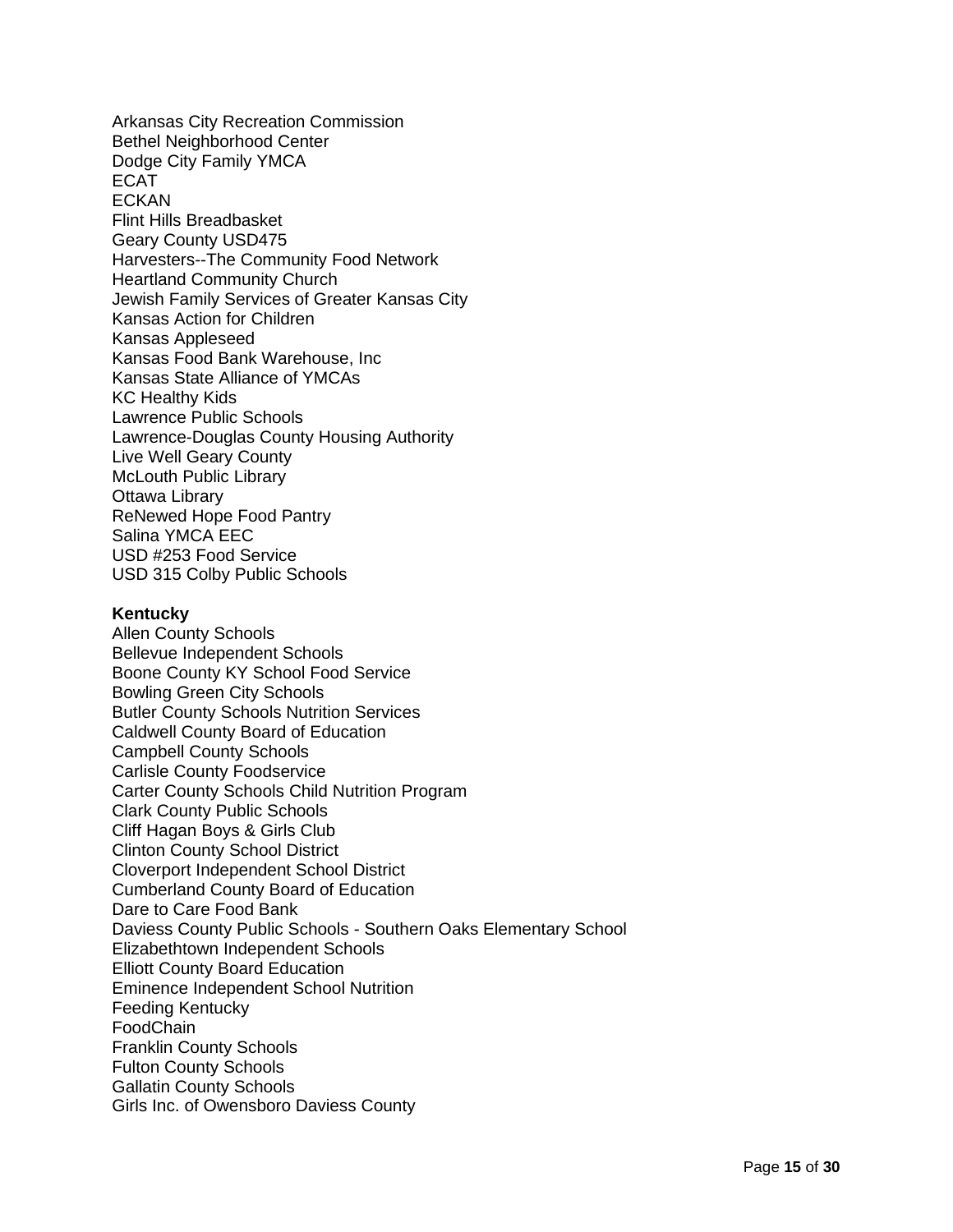Arkansas City Recreation Commission
Bethel Neighborhood Center
Dodge City Family YMCA
ECAT
ECKAN
Flint Hills Breadbasket
Geary County USD475
Harvesters--The Community Food Network
Heartland Community Church
Jewish Family Services of Greater Kansas City
Kansas Action for Children
Kansas Appleseed
Kansas Food Bank Warehouse, Inc
Kansas State Alliance of YMCAs
KC Healthy Kids
Lawrence Public Schools
Lawrence-Douglas County Housing Authority
Live Well Geary County
McLouth Public Library
Ottawa Library
ReNewed Hope Food Pantry
Salina YMCA EEC
USD #253 Food Service
USD 315 Colby Public Schools

**Kentucky**

Allen County Schools
Bellevue Independent Schools
Boone County KY School Food Service
Bowling Green City Schools
Butler County Schools Nutrition Services
Caldwell County Board of Education
Campbell County Schools
Carlisle County Foodservice
Carter County Schools Child Nutrition Program
Clark County Public Schools
Cliff Hagan Boys & Girls Club
Clinton County School District
Cloverport Independent School District
Cumberland County Board of Education
Dare to Care Food Bank
Daviess County Public Schools - Southern Oaks Elementary School
Elizabethtown Independent Schools
Elliott County Board Education
Eminence Independent School Nutrition
Feeding Kentucky
FoodChain
Franklin County Schools
Fulton County Schools
Gallatin County Schools
Girls Inc. of Owensboro Daviess County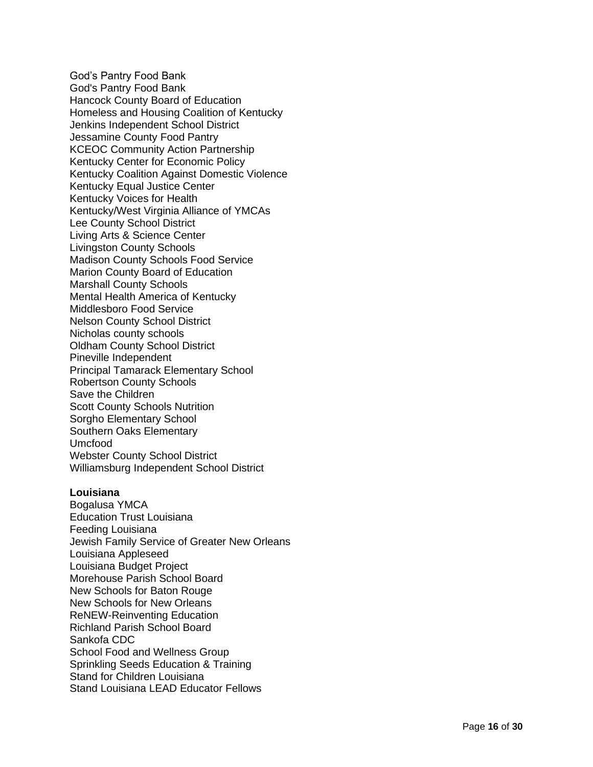God’s Pantry Food Bank
God's Pantry Food Bank
Hancock County Board of Education
Homeless and Housing Coalition of Kentucky
Jenkins Independent School District
Jessamine County Food Pantry
KCEOC Community Action Partnership
Kentucky Center for Economic Policy
Kentucky Coalition Against Domestic Violence
Kentucky Equal Justice Center
Kentucky Voices for Health
Kentucky/West Virginia Alliance of YMCAs
Lee County School District
Living Arts & Science Center
Livingston County Schools
Madison County Schools Food Service
Marion County Board of Education
Marshall County Schools
Mental Health America of Kentucky
Middlesboro Food Service
Nelson County School District
Nicholas county schools
Oldham County School District
Pineville Independent
Principal Tamarack Elementary School
Robertson County Schools
Save the Children
Scott County Schools Nutrition
Sorgho Elementary School
Southern Oaks Elementary
Umcfood
Webster County School District
Williamsburg Independent School District

**Louisiana**
Bogalusa YMCA
Education Trust Louisiana
Feeding Louisiana
Jewish Family Service of Greater New Orleans
Louisiana Appleseed
Louisiana Budget Project
Morehouse Parish School Board
New Schools for Baton Rouge
New Schools for New Orleans
ReNEW-Reinventing Education
Richland Parish School Board
Sankofa CDC
School Food and Wellness Group
Sprinkling Seeds Education & Training
Stand for Children Louisiana
Stand Louisiana LEAD Educator Fellows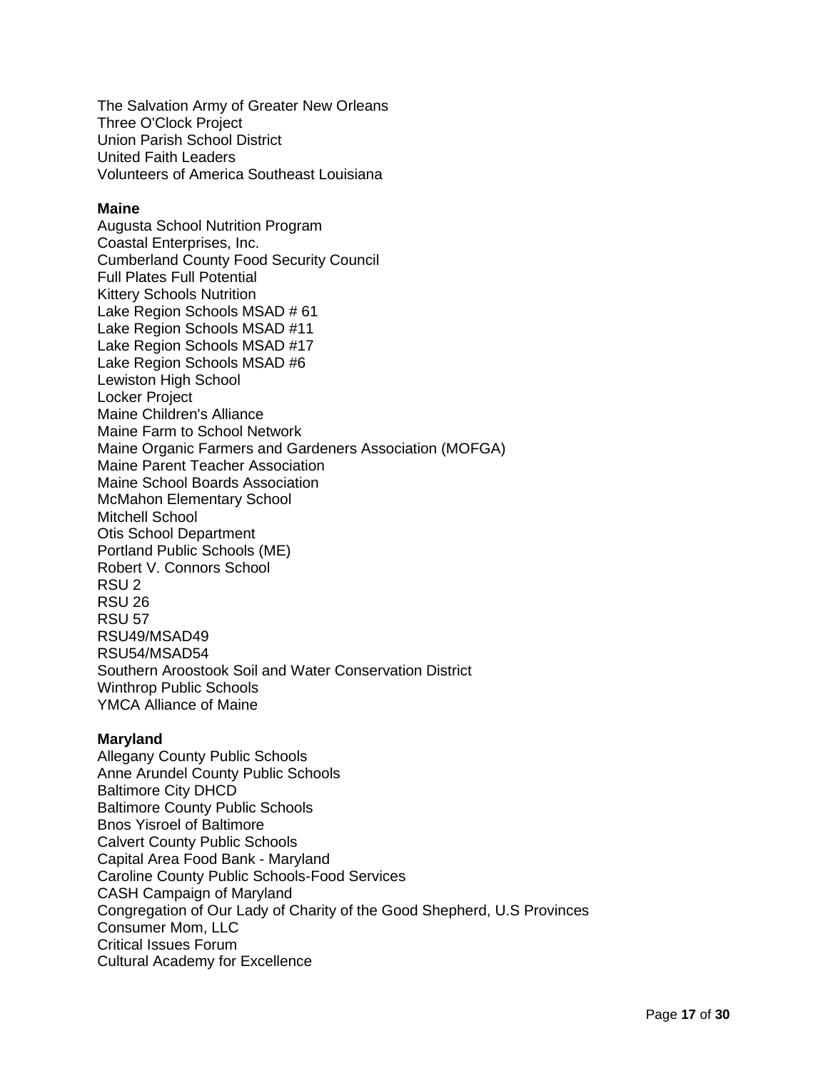The Salvation Army of Greater New Orleans
Three O'Clock Project
Union Parish School District
United Faith Leaders
Volunteers of America Southeast Louisiana

**Maine**
Augusta School Nutrition Program
Coastal Enterprises, Inc.
Cumberland County Food Security Council
Full Plates Full Potential
Kittery Schools Nutrition
Lake Region Schools MSAD # 61
Lake Region Schools MSAD #11
Lake Region Schools MSAD #17
Lake Region Schools MSAD #6
Lewiston High School
Locker Project
Maine Children's Alliance
Maine Farm to School Network
Maine Organic Farmers and Gardeners Association (MOFGA)
Maine Parent Teacher Association
Maine School Boards Association
McMahon Elementary School
Mitchell School
Otis School Department
Portland Public Schools (ME)
Robert V. Connors School
RSU 2
RSU 26
RSU 57
RSU49/MSAD49
RSU54/MSAD54
Southern Aroostook Soil and Water Conservation District
Winthrop Public Schools
YMCA Alliance of Maine

**Maryland**
Allegany County Public Schools
Anne Arundel County Public Schools
Baltimore City DHCD
Baltimore County Public Schools
Bnos Yisroel of Baltimore
Calvert County Public Schools
Capital Area Food Bank - Maryland
Caroline County Public Schools-Food Services
CASH Campaign of Maryland
Congregation of Our Lady of Charity of the Good Shepherd, U.S Provinces
Consumer Mom, LLC
Critical Issues Forum
Cultural Academy for Excellence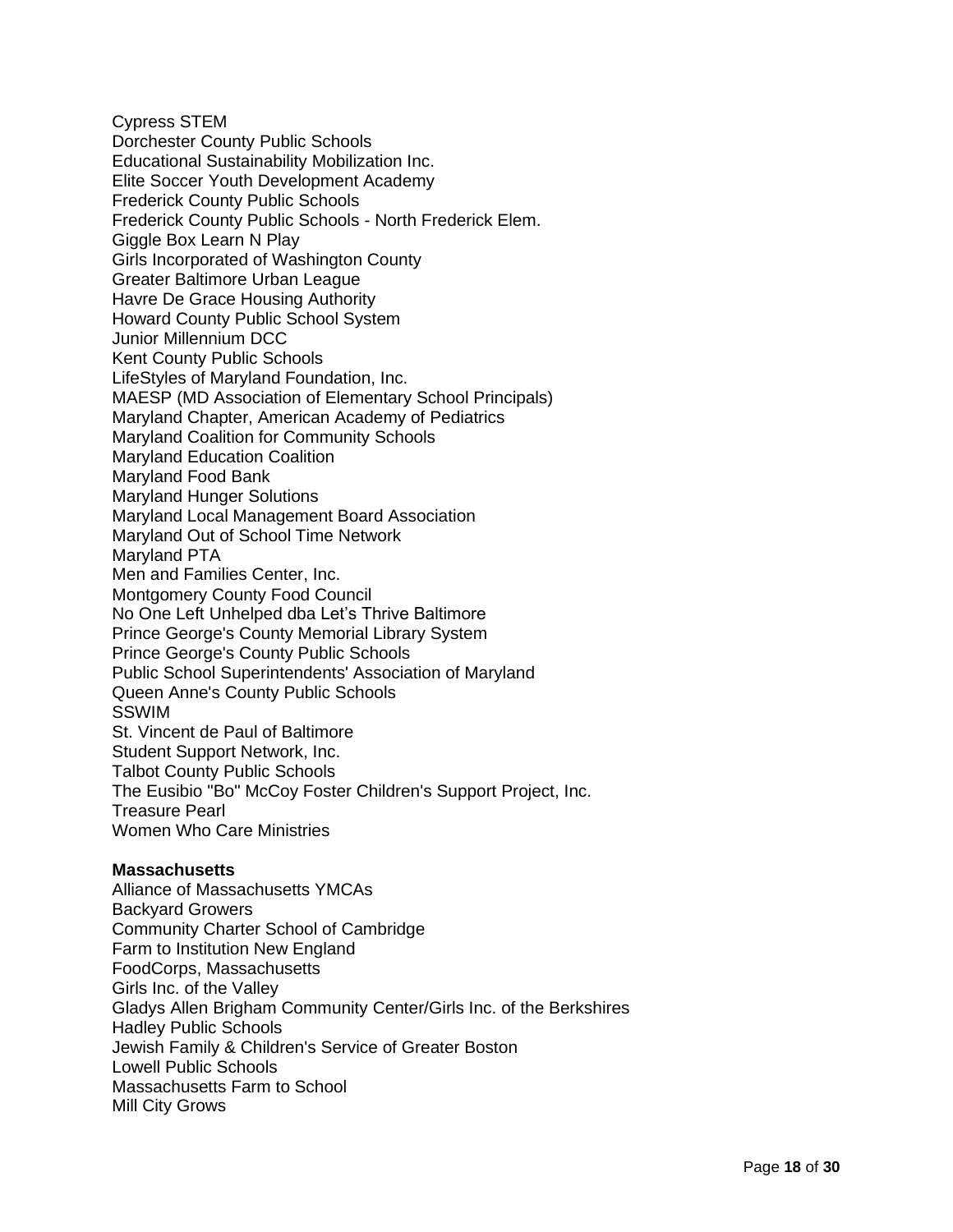Cypress STEM
Dorchester County Public Schools
Educational Sustainability Mobilization Inc.
Elite Soccer Youth Development Academy
Frederick County Public Schools
Frederick County Public Schools - North Frederick Elem.
Giggle Box Learn N Play
Girls Incorporated of Washington County
Greater Baltimore Urban League
Havre De Grace Housing Authority
Howard County Public School System
Junior Millennium DCC
Kent County Public Schools
LifeStyles of Maryland Foundation, Inc.
MAESP (MD Association of Elementary School Principals)
Maryland Chapter, American Academy of Pediatrics
Maryland Coalition for Community Schools
Maryland Education Coalition
Maryland Food Bank
Maryland Hunger Solutions
Maryland Local Management Board Association
Maryland Out of School Time Network
Maryland PTA
Men and Families Center, Inc.
Montgomery County Food Council
No One Left Unhelped dba Let's Thrive Baltimore
Prince George's County Memorial Library System
Prince George's County Public Schools
Public School Superintendents' Association of Maryland
Queen Anne's County Public Schools
SSWIM
St. Vincent de Paul of Baltimore
Student Support Network, Inc.
Talbot County Public Schools
The Eusibio "Bo" McCoy Foster Children's Support Project, Inc.
Treasure Pearl
Women Who Care Ministries

**Massachusetts**

Alliance of Massachusetts YMCAs
Backyard Growers
Community Charter School of Cambridge
Farm to Institution New England
FoodCorps, Massachusetts
Girls Inc. of the Valley
Gladys Allen Brigham Community Center/Girls Inc. of the Berkshires
Hadley Public Schools
Jewish Family & Children's Service of Greater Boston
Lowell Public Schools
Massachusetts Farm to School
Mill City Grows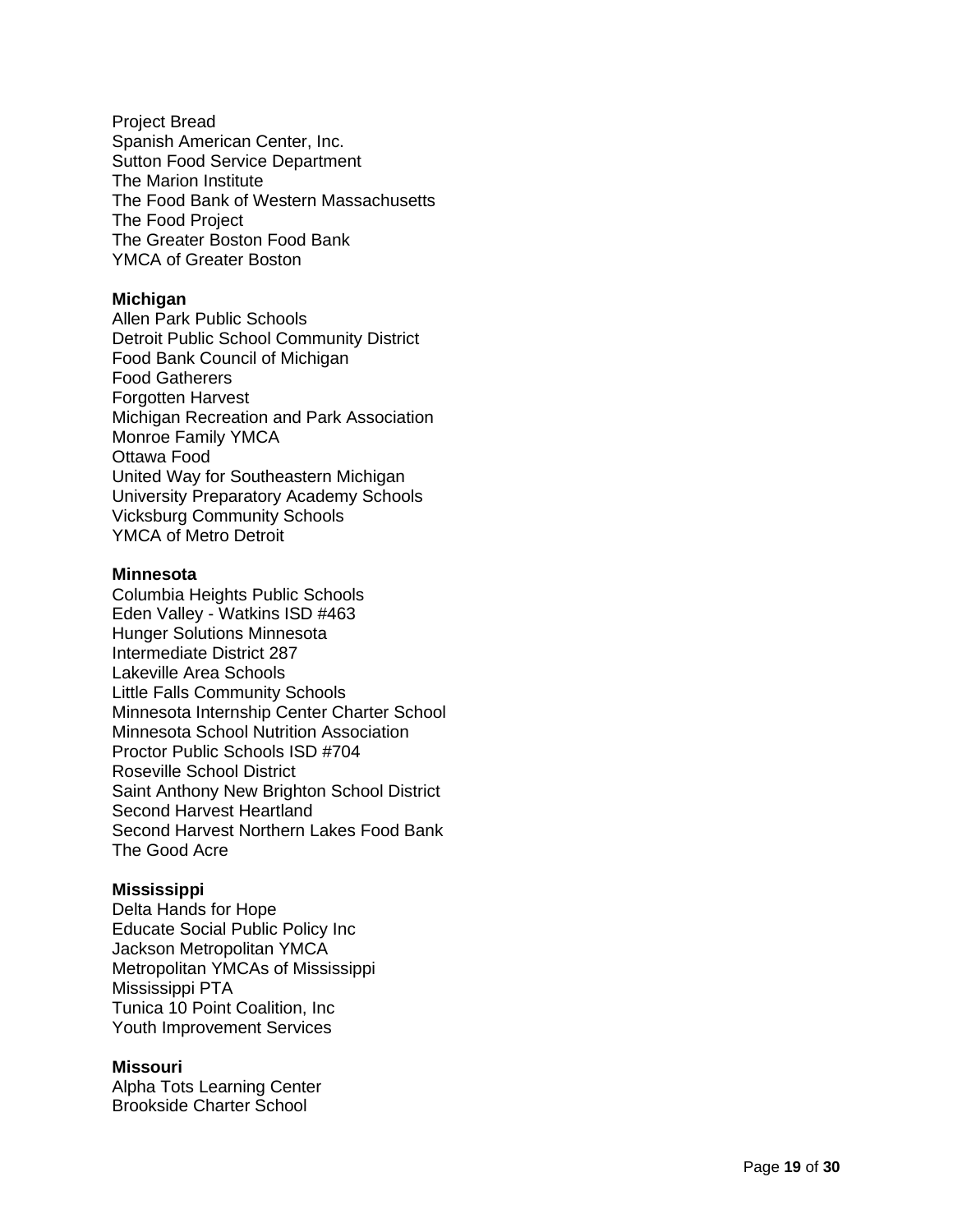Project Bread
Spanish American Center, Inc.
Sutton Food Service Department
The Marion Institute
The Food Bank of Western Massachusetts
The Food Project
The Greater Boston Food Bank
YMCA of Greater Boston

**Michigan**
Allen Park Public Schools
Detroit Public School Community District
Food Bank Council of Michigan
Food Gatherers
Forgotten Harvest
Michigan Recreation and Park Association
Monroe Family YMCA
Ottawa Food
United Way for Southeastern Michigan
University Preparatory Academy Schools
Vicksburg Community Schools
YMCA of Metro Detroit

**Minnesota**
Columbia Heights Public Schools
Eden Valley - Watkins ISD #463
Hunger Solutions Minnesota
Intermediate District 287
Lakeville Area Schools
Little Falls Community Schools
Minnesota Internship Center Charter School
Minnesota School Nutrition Association
Proctor Public Schools ISD #704
Roseville School District
Saint Anthony New Brighton School District
Second Harvest Heartland
Second Harvest Northern Lakes Food Bank
The Good Acre

**Mississippi**
Delta Hands for Hope
Educate Social Public Policy Inc
Jackson Metropolitan YMCA
Metropolitan YMCAs of Mississippi
Mississippi PTA
Tunica 10 Point Coalition, Inc
Youth Improvement Services

**Missouri**
Alpha Tots Learning Center
Brookside Charter School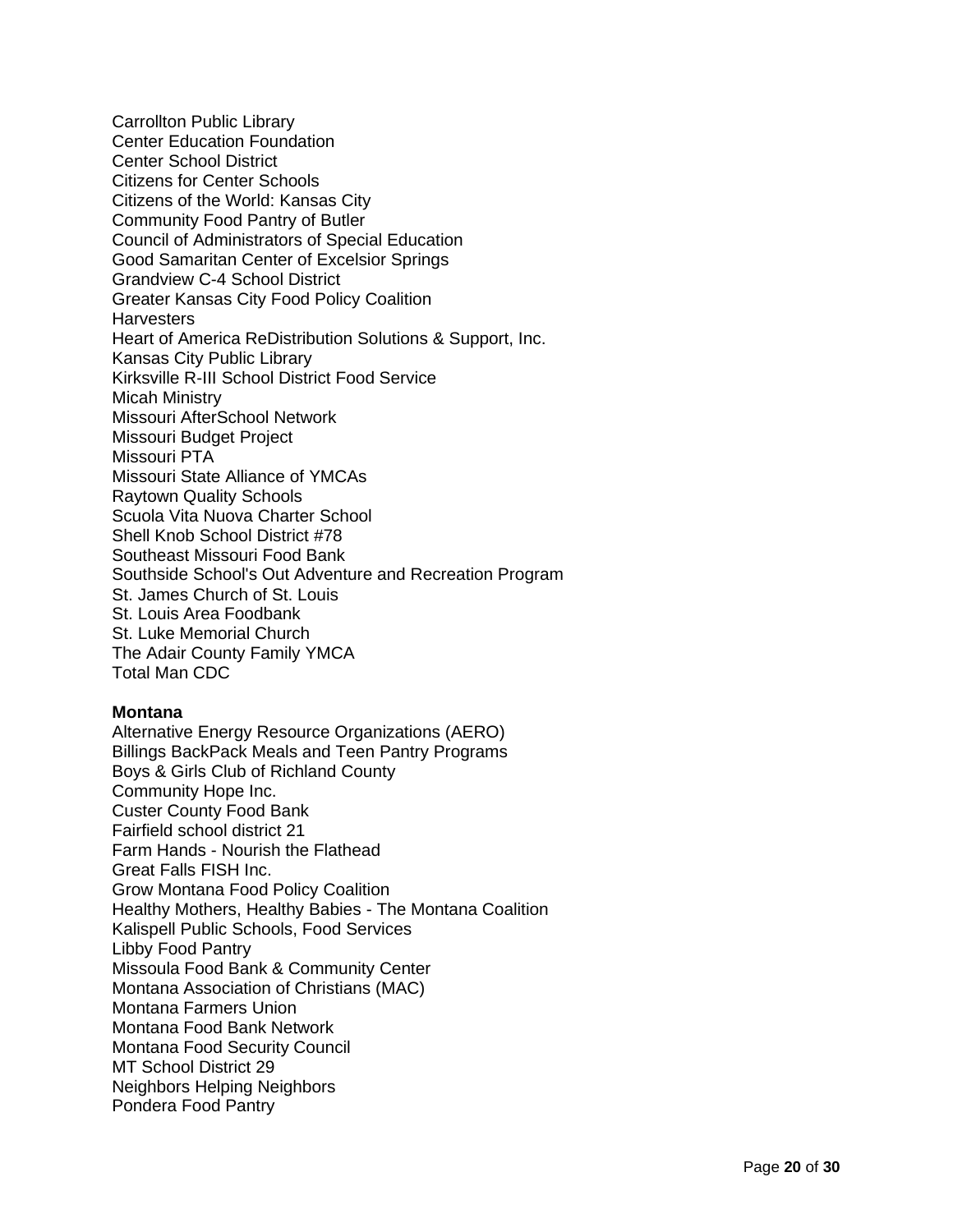Carrollton Public Library
Center Education Foundation
Center School District
Citizens for Center Schools
Citizens of the World: Kansas City
Community Food Pantry of Butler
Council of Administrators of Special Education
Good Samaritan Center of Excelsior Springs
Grandview C-4 School District
Greater Kansas City Food Policy Coalition
Harvesters
Heart of America ReDistribution Solutions & Support, Inc.
Kansas City Public Library
Kirksville R-III School District Food Service
Micah Ministry
Missouri AfterSchool Network
Missouri Budget Project
Missouri PTA
Missouri State Alliance of YMCAs
Raytown Quality Schools
Scuola Vita Nuova Charter School
Shell Knob School District #78
Southeast Missouri Food Bank
Southside School's Out Adventure and Recreation Program
St. James Church of St. Louis
St. Louis Area Foodbank
St. Luke Memorial Church
The Adair County Family YMCA
Total Man CDC

**Montana**

Alternative Energy Resource Organizations (AERO)
Billings BackPack Meals and Teen Pantry Programs
Boys & Girls Club of Richland County
Community Hope Inc.
Custer County Food Bank
Fairfield school district 21
Farm Hands - Nourish the Flathead
Great Falls FISH Inc.
Grow Montana Food Policy Coalition
Healthy Mothers, Healthy Babies - The Montana Coalition
Kalispell Public Schools, Food Services
Libby Food Pantry
Missoula Food Bank & Community Center
Montana Association of Christians (MAC)
Montana Farmers Union
Montana Food Bank Network
Montana Food Security Council
MT School District 29
Neighbors Helping Neighbors
Pondera Food Pantry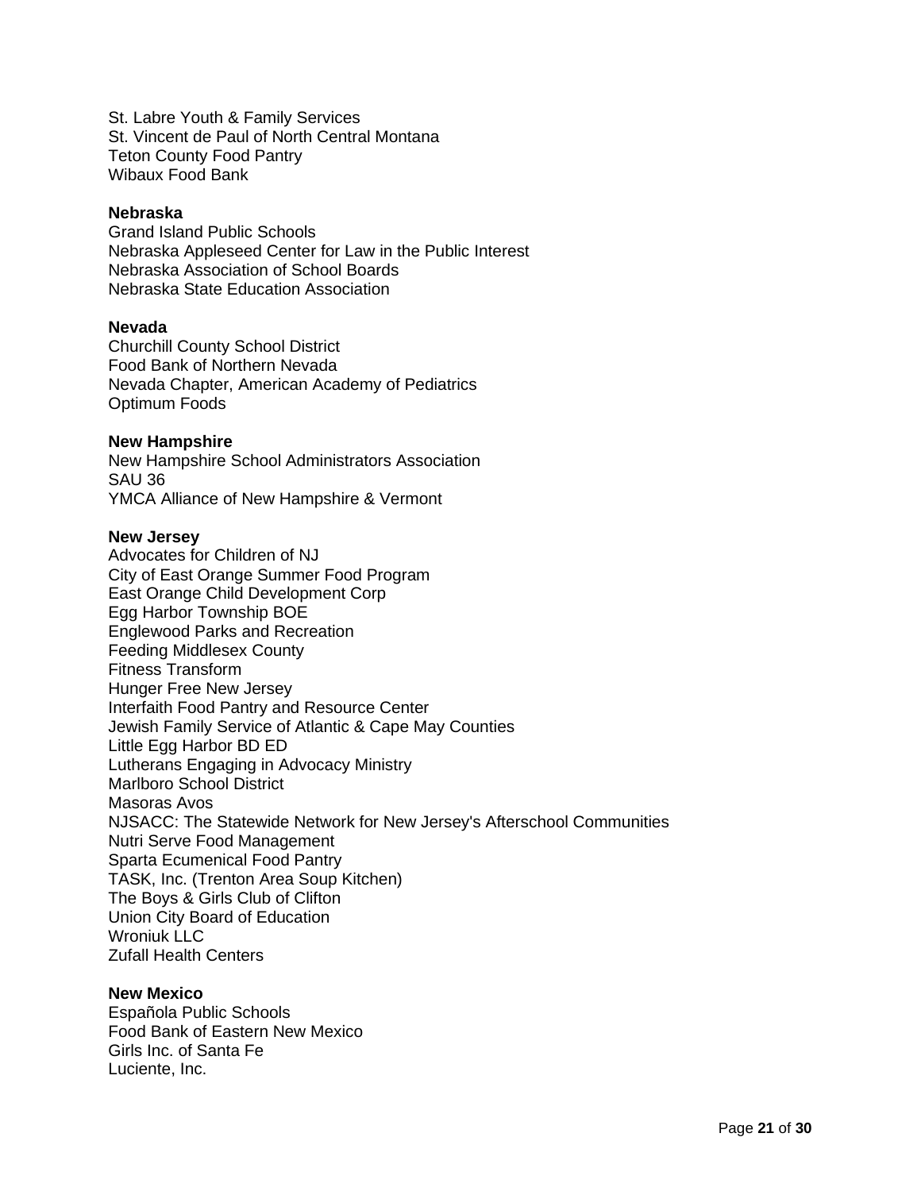St. Labre Youth & Family Services
St. Vincent de Paul of North Central Montana
Teton County Food Pantry
Wibaux Food Bank

**Nebraska**
Grand Island Public Schools
Nebraska Appleseed Center for Law in the Public Interest
Nebraska Association of School Boards
Nebraska State Education Association

**Nevada**
Churchill County School District
Food Bank of Northern Nevada
Nevada Chapter, American Academy of Pediatrics
Optimum Foods

**New Hampshire**
New Hampshire School Administrators Association
SAU 36
YMCA Alliance of New Hampshire & Vermont

**New Jersey**
Advocates for Children of NJ
City of East Orange Summer Food Program
East Orange Child Development Corp
Egg Harbor Township BOE
Englewood Parks and Recreation
Feeding Middlesex County
Fitness Transform
Hunger Free New Jersey
Interfaith Food Pantry and Resource Center
Jewish Family Service of Atlantic & Cape May Counties
Little Egg Harbor BD ED
Lutherans Engaging in Advocacy Ministry
Marlboro School District
Masoras Avos
NJSACC: The Statewide Network for New Jersey's Afterschool Communities
Nutri Serve Food Management
Sparta Ecumenical Food Pantry
TASK, Inc. (Trenton Area Soup Kitchen)
The Boys & Girls Club of Clifton
Union City Board of Education
Wroniuk LLC
Zufall Health Centers

**New Mexico**
Española Public Schools
Food Bank of Eastern New Mexico
Girls Inc. of Santa Fe
Luciente, Inc.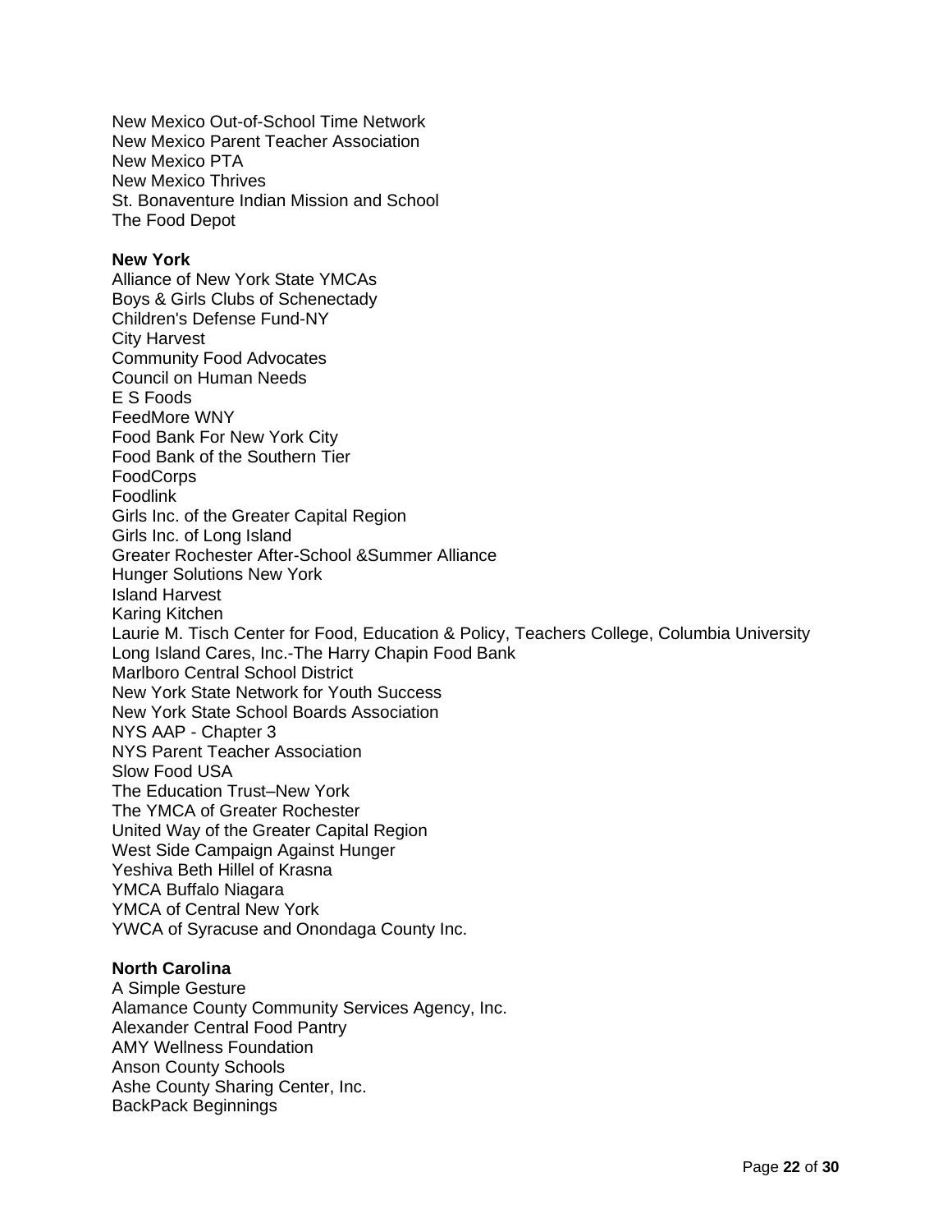New Mexico Out-of-School Time Network
New Mexico Parent Teacher Association
New Mexico PTA
New Mexico Thrives
St. Bonaventure Indian Mission and School
The Food Depot

**New York**
Alliance of New York State YMCAs
Boys & Girls Clubs of Schenectady
Children's Defense Fund-NY
City Harvest
Community Food Advocates
Council on Human Needs
E S Foods
FeedMore WNY
Food Bank For New York City
Food Bank of the Southern Tier
FoodCorps
Foodlink
Girls Inc. of the Greater Capital Region
Girls Inc. of Long Island
Greater Rochester After-School &Summer Alliance
Hunger Solutions New York
Island Harvest
Karing Kitchen
Laurie M. Tisch Center for Food, Education & Policy, Teachers College, Columbia University
Long Island Cares, Inc.-The Harry Chapin Food Bank
Marlboro Central School District
New York State Network for Youth Success
New York State School Boards Association
NYS AAP - Chapter 3
NYS Parent Teacher Association
Slow Food USA
The Education Trust–New York
The YMCA of Greater Rochester
United Way of the Greater Capital Region
West Side Campaign Against Hunger
Yeshiva Beth Hillel of Krasna
YMCA Buffalo Niagara
YMCA of Central New York
YWCA of Syracuse and Onondaga County Inc.

**North Carolina**
A Simple Gesture
Alamance County Community Services Agency, Inc.
Alexander Central Food Pantry
AMY Wellness Foundation
Anson County Schools
Ashe County Sharing Center, Inc.
BackPack Beginnings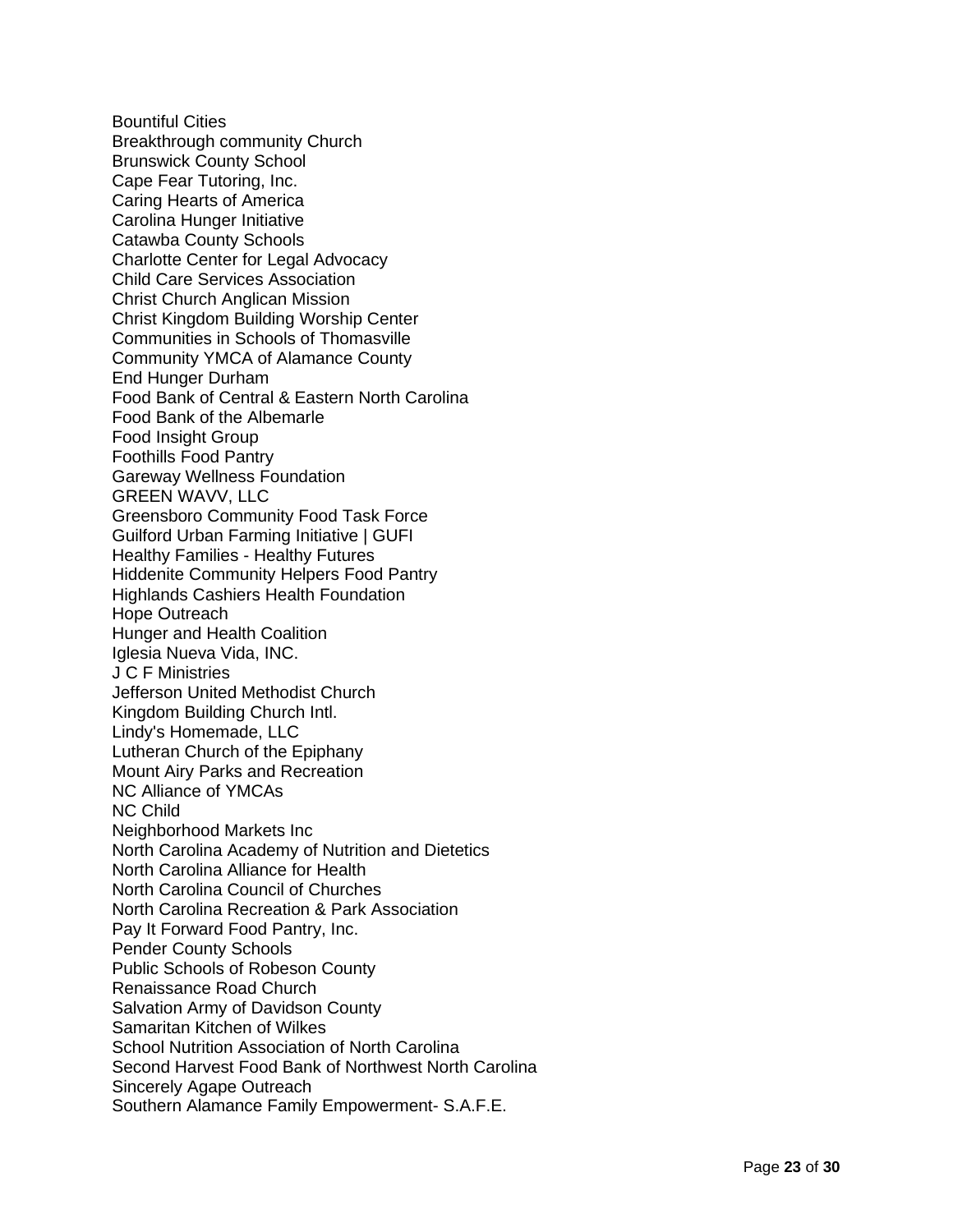Bountiful Cities
Breakthrough community Church
Brunswick County School
Cape Fear Tutoring, Inc.
Caring Hearts of America
Carolina Hunger Initiative
Catawba County Schools
Charlotte Center for Legal Advocacy
Child Care Services Association
Christ Church Anglican Mission
Christ Kingdom Building Worship Center
Communities in Schools of Thomasville
Community YMCA of Alamance County
End Hunger Durham
Food Bank of Central & Eastern North Carolina
Food Bank of the Albemarle
Food Insight Group
Foothills Food Pantry
Gareway Wellness Foundation
GREEN WAVV, LLC
Greensboro Community Food Task Force
Guilford Urban Farming Initiative | GUFI
Healthy Families - Healthy Futures
Hiddenite Community Helpers Food Pantry
Highlands Cashiers Health Foundation
Hope Outreach
Hunger and Health Coalition
Iglesia Nueva Vida, INC.
J C F Ministries
Jefferson United Methodist Church
Kingdom Building Church Intl.
Lindy's Homemade, LLC
Lutheran Church of the Epiphany
Mount Airy Parks and Recreation
NC Alliance of YMCAs
NC Child
Neighborhood Markets Inc
North Carolina Academy of Nutrition and Dietetics
North Carolina Alliance for Health
North Carolina Council of Churches
North Carolina Recreation & Park Association
Pay It Forward Food Pantry, Inc.
Pender County Schools
Public Schools of Robeson County
Renaissance Road Church
Salvation Army of Davidson County
Samaritan Kitchen of Wilkes
School Nutrition Association of North Carolina
Second Harvest Food Bank of Northwest North Carolina
Sincerely Agape Outreach
Southern Alamance Family Empowerment- S.A.F.E.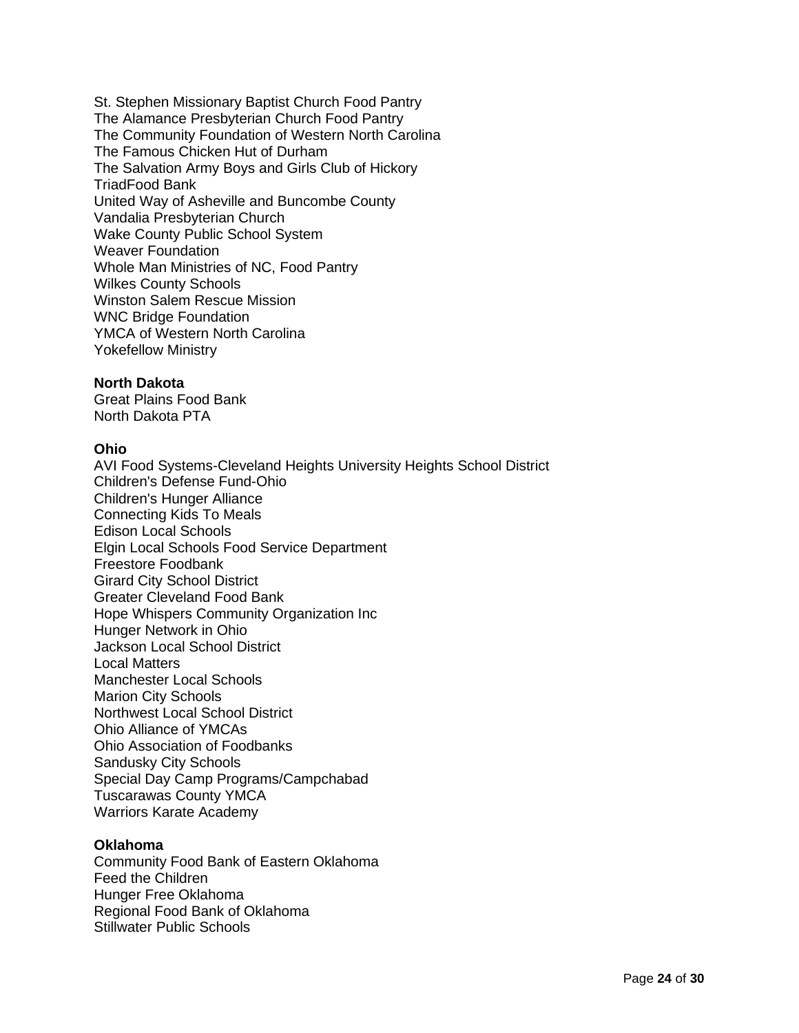St. Stephen Missionary Baptist Church Food Pantry
The Alamance Presbyterian Church Food Pantry
The Community Foundation of Western North Carolina
The Famous Chicken Hut of Durham
The Salvation Army Boys and Girls Club of Hickory
TriadFood Bank
United Way of Asheville and Buncombe County
Vandalia Presbyterian Church
Wake County Public School System
Weaver Foundation
Whole Man Ministries of NC, Food Pantry
Wilkes County Schools
Winston Salem Rescue Mission
WNC Bridge Foundation
YMCA of Western North Carolina
Yokefellow Ministry

**North Dakota**
Great Plains Food Bank
North Dakota PTA

**Ohio**
AVI Food Systems-Cleveland Heights University Heights School District
Children's Defense Fund-Ohio
Children's Hunger Alliance
Connecting Kids To Meals
Edison Local Schools
Elgin Local Schools Food Service Department
Freestore Foodbank
Girard City School District
Greater Cleveland Food Bank
Hope Whispers Community Organization Inc
Hunger Network in Ohio
Jackson Local School District
Local Matters
Manchester Local Schools
Marion City Schools
Northwest Local School District
Ohio Alliance of YMCAs
Ohio Association of Foodbanks
Sandusky City Schools
Special Day Camp Programs/Campchabad
Tuscarawas County YMCA
Warriors Karate Academy

**Oklahoma**
Community Food Bank of Eastern Oklahoma
Feed the Children
Hunger Free Oklahoma
Regional Food Bank of Oklahoma
Stillwater Public Schools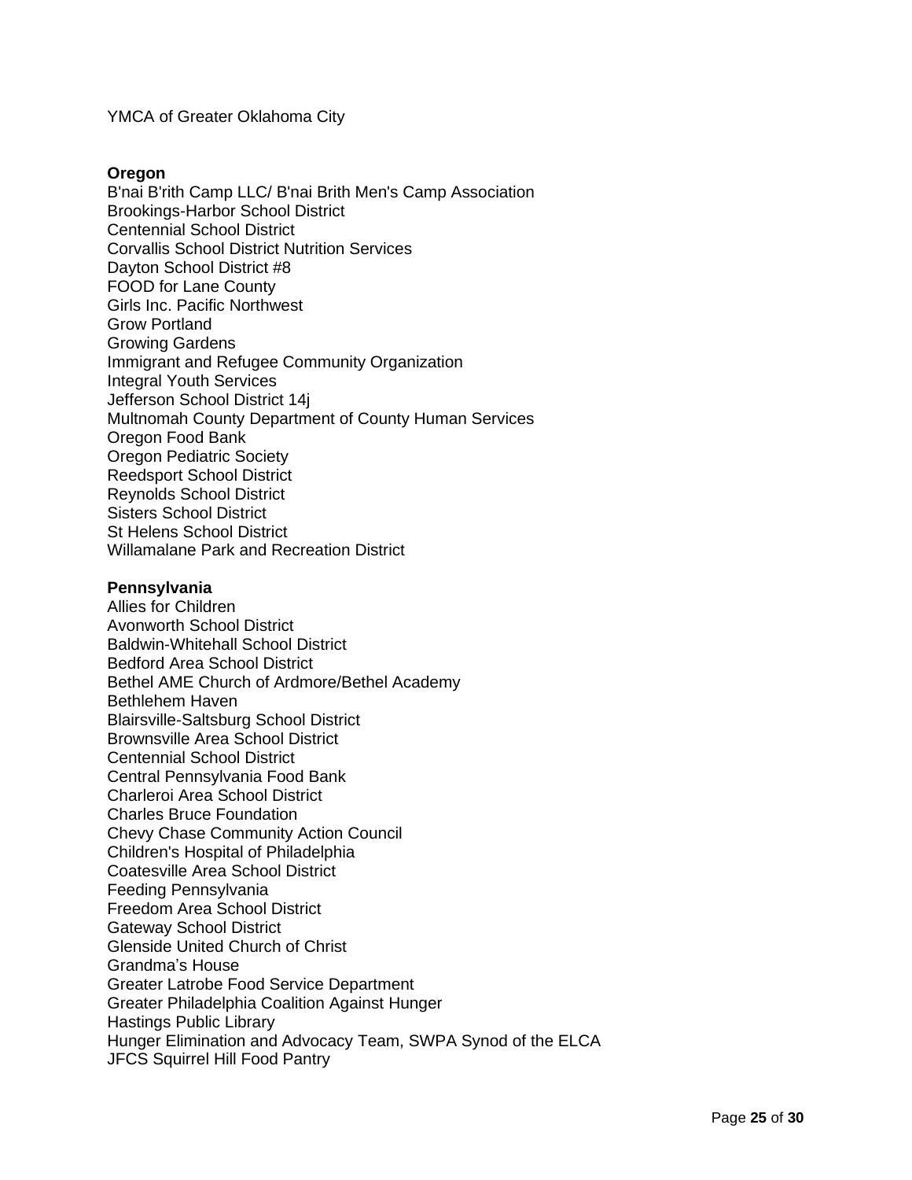YMCA of Greater Oklahoma City

**Oregon**

B'nai B'rith Camp LLC/ B'nai Brith Men's Camp Association
Brookings-Harbor School District
Centennial School District
Corvallis School District Nutrition Services
Dayton School District #8
FOOD for Lane County
Girls Inc. Pacific Northwest
Grow Portland
Growing Gardens
Immigrant and Refugee Community Organization
Integral Youth Services
Jefferson School District 14j
Multnomah County Department of County Human Services
Oregon Food Bank
Oregon Pediatric Society
Reedsport School District
Reynolds School District
Sisters School District
St Helens School District
Willamalane Park and Recreation District

**Pennsylvania**

Allies for Children
Avonworth School District
Baldwin-Whitehall School District
Bedford Area School District
Bethel AME Church of Ardmore/Bethel Academy
Bethlehem Haven
Blairsville-Saltsburg School District
Brownsville Area School District
Centennial School District
Central Pennsylvania Food Bank
Charleroi Area School District
Charles Bruce Foundation
Chevy Chase Community Action Council
Children's Hospital of Philadelphia
Coatesville Area School District
Feeding Pennsylvania
Freedom Area School District
Gateway School District
Glenside United Church of Christ
Grandma's House
Greater Latrobe Food Service Department
Greater Philadelphia Coalition Against Hunger
Hastings Public Library
Hunger Elimination and Advocacy Team, SWPA Synod of the ELCA
JFCS Squirrel Hill Food Pantry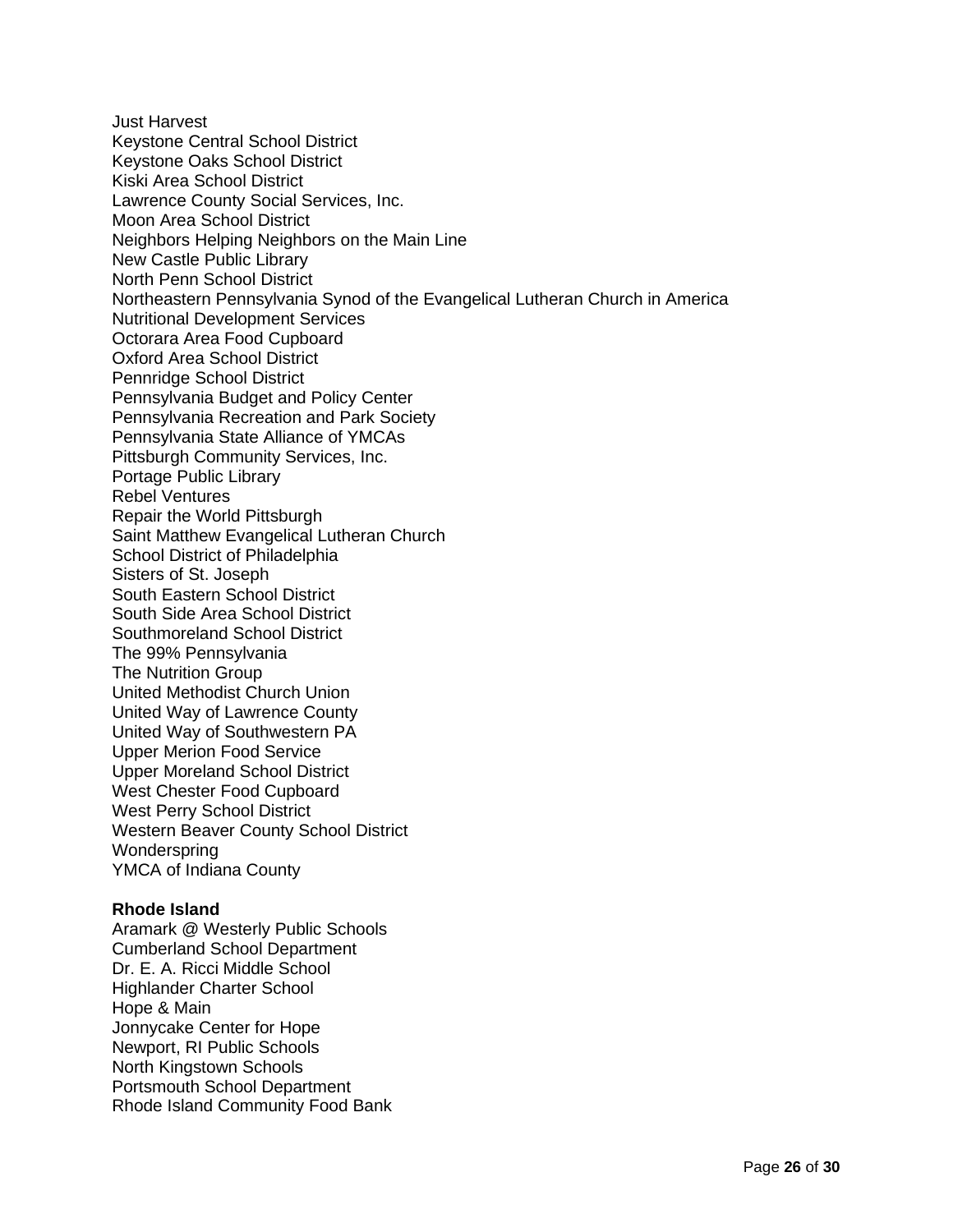Just Harvest
Keystone Central School District
Keystone Oaks School District
Kiski Area School District
Lawrence County Social Services, Inc.
Moon Area School District
Neighbors Helping Neighbors on the Main Line
New Castle Public Library
North Penn School District
Northeastern Pennsylvania Synod of the Evangelical Lutheran Church in America
Nutritional Development Services
Octorara Area Food Cupboard
Oxford Area School District
Pennridge School District
Pennsylvania Budget and Policy Center
Pennsylvania Recreation and Park Society
Pennsylvania State Alliance of YMCAs
Pittsburgh Community Services, Inc.
Portage Public Library
Rebel Ventures
Repair the World Pittsburgh
Saint Matthew Evangelical Lutheran Church
School District of Philadelphia
Sisters of St. Joseph
South Eastern School District
South Side Area School District
Southmoreland School District
The 99% Pennsylvania
The Nutrition Group
United Methodist Church Union
United Way of Lawrence County
United Way of Southwestern PA
Upper Merion Food Service
Upper Moreland School District
West Chester Food Cupboard
West Perry School District
Western Beaver County School District
Wonderspring
YMCA of Indiana County

**Rhode Island**
Aramark @ Westerly Public Schools
Cumberland School Department
Dr. E. A. Ricci Middle School
Highlander Charter School
Hope & Main
Jonnycake Center for Hope
Newport, RI Public Schools
North Kingstown Schools
Portsmouth School Department
Rhode Island Community Food Bank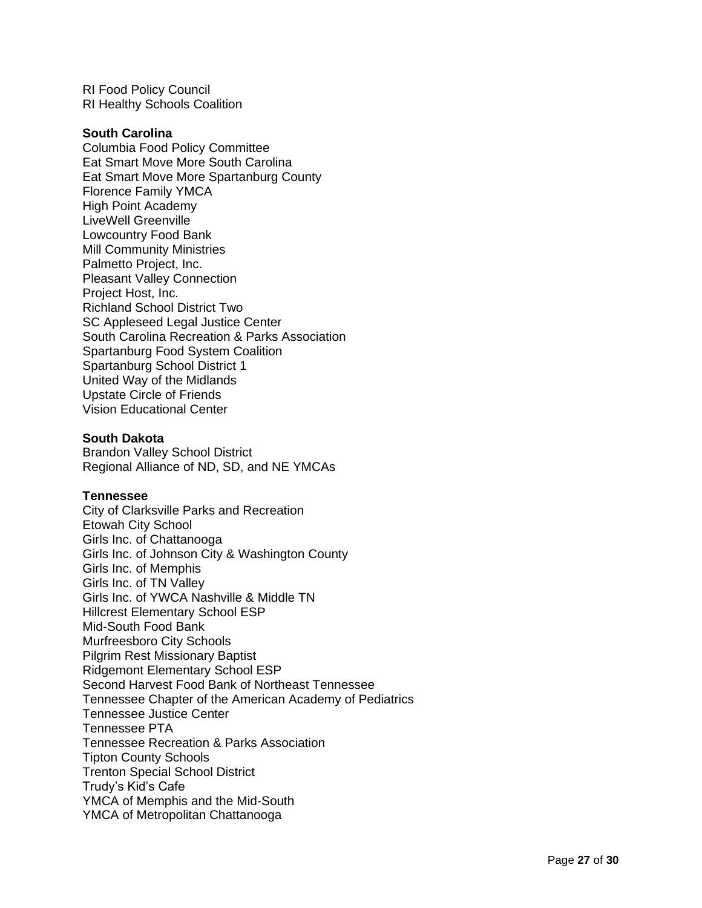RI Food Policy Council
RI Healthy Schools Coalition

**South Carolina**
Columbia Food Policy Committee
Eat Smart Move More South Carolina
Eat Smart Move More Spartanburg County
Florence Family YMCA
High Point Academy
LiveWell Greenville
Lowcountry Food Bank
Mill Community Ministries
Palmetto Project, Inc.
Pleasant Valley Connection
Project Host, Inc.
Richland School District Two
SC Appleseed Legal Justice Center
South Carolina Recreation & Parks Association
Spartanburg Food System Coalition
Spartanburg School District 1
United Way of the Midlands
Upstate Circle of Friends
Vision Educational Center

**South Dakota**
Brandon Valley School District
Regional Alliance of ND, SD, and NE YMCAs

**Tennessee**
City of Clarksville Parks and Recreation
Etowah City School
Girls Inc. of Chattanooga
Girls Inc. of Johnson City & Washington County
Girls Inc. of Memphis
Girls Inc. of TN Valley
Girls Inc. of YWCA Nashville & Middle TN
Hillcrest Elementary School ESP
Mid-South Food Bank
Murfreesboro City Schools
Pilgrim Rest Missionary Baptist
Ridgemont Elementary School ESP
Second Harvest Food Bank of Northeast Tennessee
Tennessee Chapter of the American Academy of Pediatrics
Tennessee Justice Center
Tennessee PTA
Tennessee Recreation & Parks Association
Tipton County Schools
Trenton Special School District
Trudy's Kid's Cafe
YMCA of Memphis and the Mid-South
YMCA of Metropolitan Chattanooga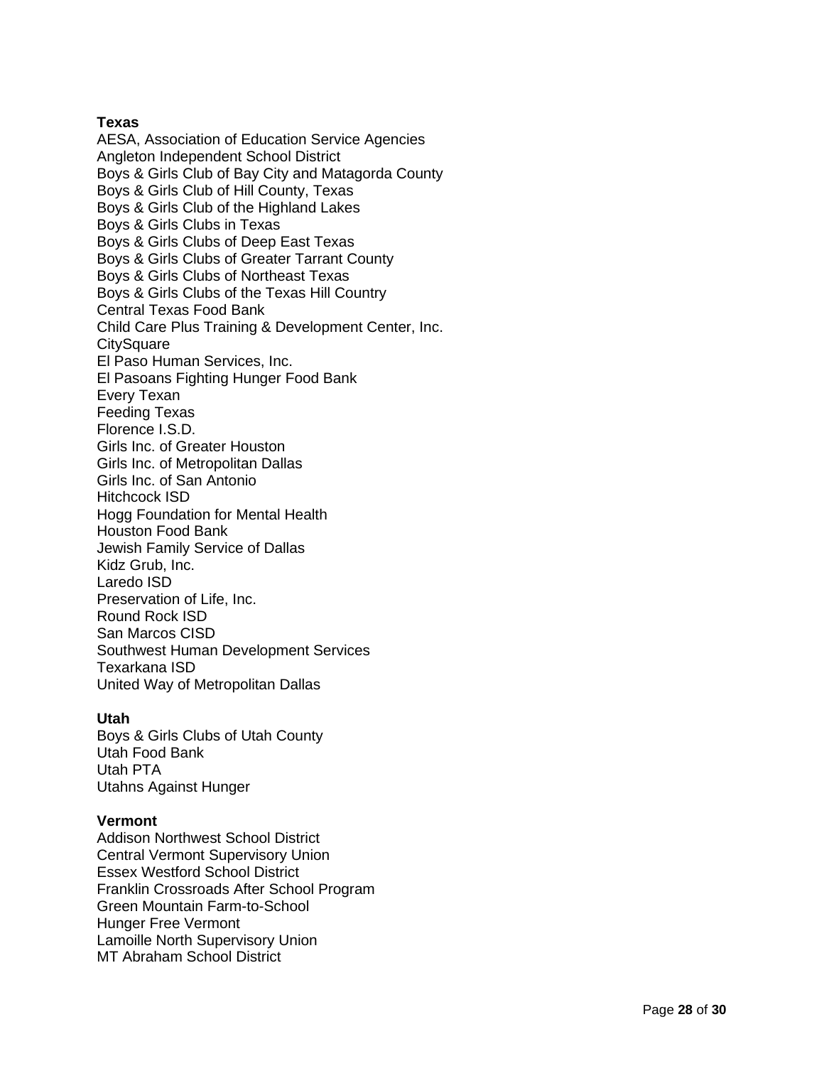**Texas**

AESA, Association of Education Service Agencies
Angleton Independent School District
Boys & Girls Club of Bay City and Matagorda County
Boys & Girls Club of Hill County, Texas
Boys & Girls Club of the Highland Lakes
Boys & Girls Clubs in Texas
Boys & Girls Clubs of Deep East Texas
Boys & Girls Clubs of Greater Tarrant County
Boys & Girls Clubs of Northeast Texas
Boys & Girls Clubs of the Texas Hill Country
Central Texas Food Bank
Child Care Plus Training & Development Center, Inc.
CitySquare
El Paso Human Services, Inc.
El Pasoans Fighting Hunger Food Bank
Every Texan
Feeding Texas
Florence I.S.D.
Girls Inc. of Greater Houston
Girls Inc. of Metropolitan Dallas
Girls Inc. of San Antonio
Hitchcock ISD
Hogg Foundation for Mental Health
Houston Food Bank
Jewish Family Service of Dallas
Kidz Grub, Inc.
Laredo ISD
Preservation of Life, Inc.
Round Rock ISD
San Marcos CISD
Southwest Human Development Services
Texarkana ISD
United Way of Metropolitan Dallas

**Utah**

Boys & Girls Clubs of Utah County
Utah Food Bank
Utah PTA
Utahns Against Hunger

**Vermont**

Addison Northwest School District
Central Vermont Supervisory Union
Essex Westford School District
Franklin Crossroads After School Program
Green Mountain Farm-to-School
Hunger Free Vermont
Lamoille North Supervisory Union
MT Abraham School District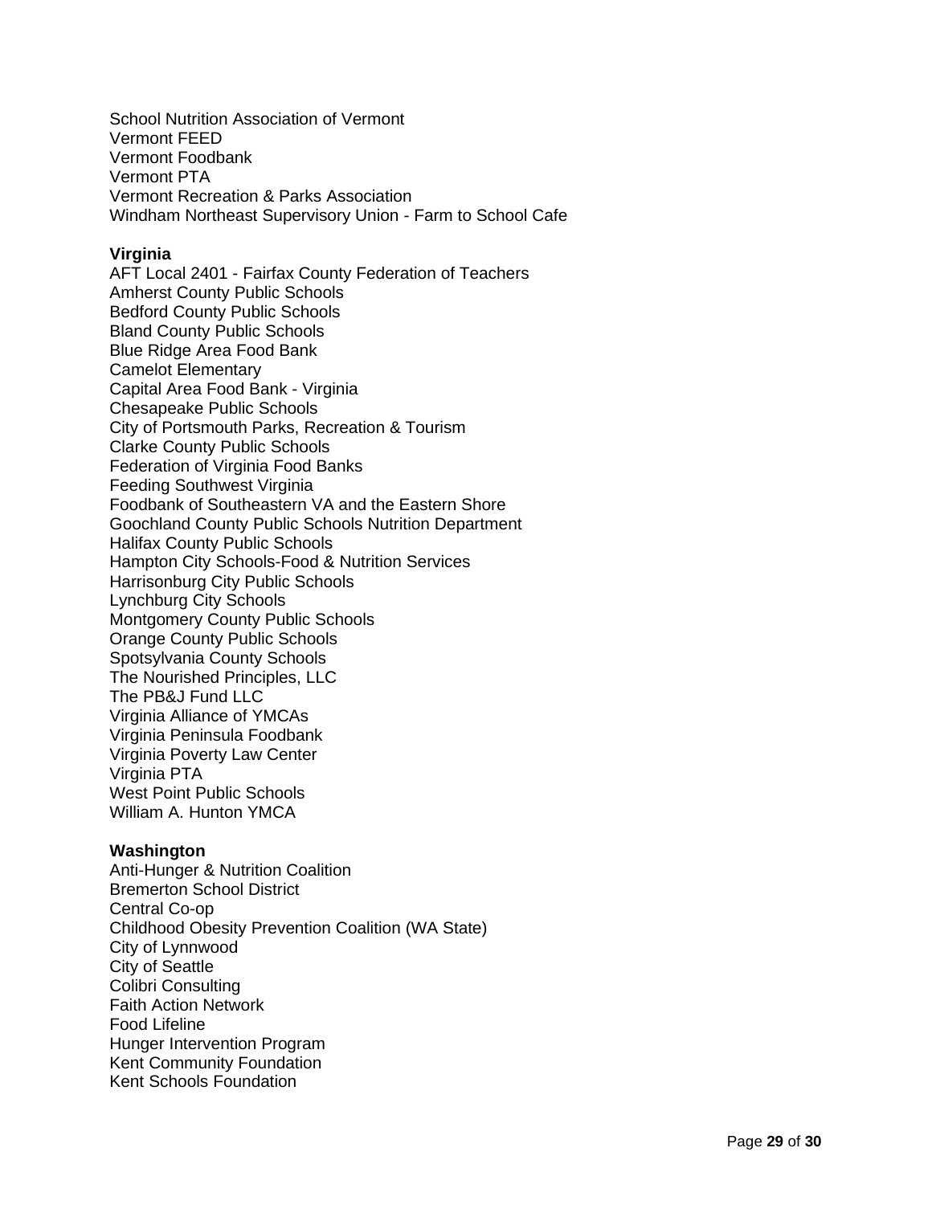School Nutrition Association of Vermont
Vermont FEED
Vermont Foodbank
Vermont PTA
Vermont Recreation & Parks Association
Windham Northeast Supervisory Union - Farm to School Cafe

**Virginia**
AFT Local 2401 - Fairfax County Federation of Teachers
Amherst County Public Schools
Bedford County Public Schools
Bland County Public Schools
Blue Ridge Area Food Bank
Camelot Elementary
Capital Area Food Bank - Virginia
Chesapeake Public Schools
City of Portsmouth Parks, Recreation & Tourism
Clarke County Public Schools
Federation of Virginia Food Banks
Feeding Southwest Virginia
Foodbank of Southeastern VA and the Eastern Shore
Goochland County Public Schools Nutrition Department
Halifax County Public Schools
Hampton City Schools-Food & Nutrition Services
Harrisonburg City Public Schools
Lynchburg City Schools
Montgomery County Public Schools
Orange County Public Schools
Spotsylvania County Schools
The Nourished Principles, LLC
The PB&J Fund LLC
Virginia Alliance of YMCAs
Virginia Peninsula Foodbank
Virginia Poverty Law Center
Virginia PTA
West Point Public Schools
William A. Hunton YMCA

**Washington**
Anti-Hunger & Nutrition Coalition
Bremerton School District
Central Co-op
Childhood Obesity Prevention Coalition (WA State)
City of Lynnwood
City of Seattle
Colibri Consulting
Faith Action Network
Food Lifeline
Hunger Intervention Program
Kent Community Foundation
Kent Schools Foundation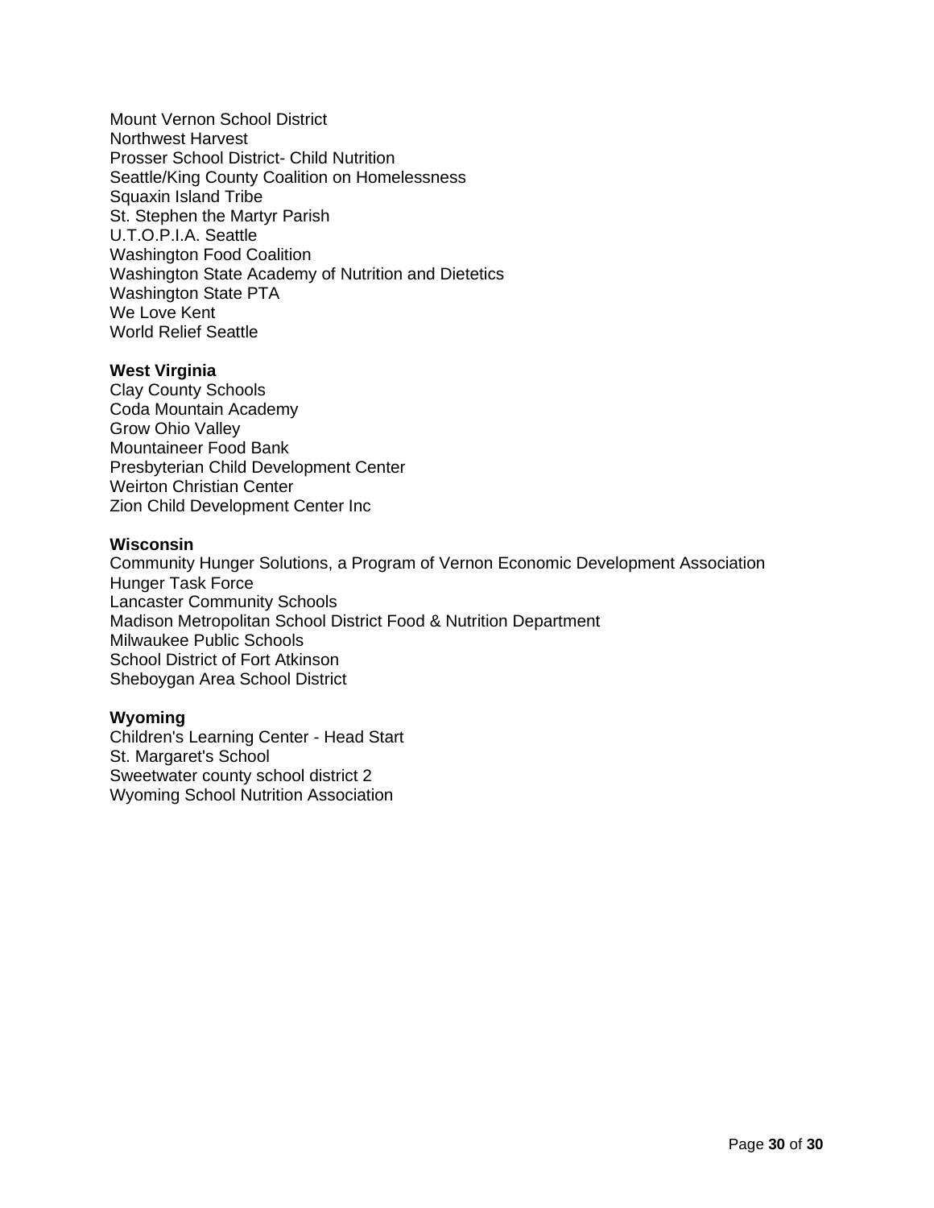Mount Vernon School District
Northwest Harvest
Prosser School District- Child Nutrition
Seattle/King County Coalition on Homelessness
Squaxin Island Tribe
St. Stephen the Martyr Parish
U.T.O.P.I.A. Seattle
Washington Food Coalition
Washington State Academy of Nutrition and Dietetics
Washington State PTA
We Love Kent
World Relief Seattle

**West Virginia**
Clay County Schools
Coda Mountain Academy
Grow Ohio Valley
Mountaineer Food Bank
Presbyterian Child Development Center
Weirton Christian Center
Zion Child Development Center Inc

**Wisconsin**
Community Hunger Solutions, a Program of Vernon Economic Development Association
Hunger Task Force
Lancaster Community Schools
Madison Metropolitan School District Food & Nutrition Department
Milwaukee Public Schools
School District of Fort Atkinson
Sheboygan Area School District

**Wyoming**
Children's Learning Center - Head Start
St. Margaret's School
Sweetwater county school district 2
Wyoming School Nutrition Association